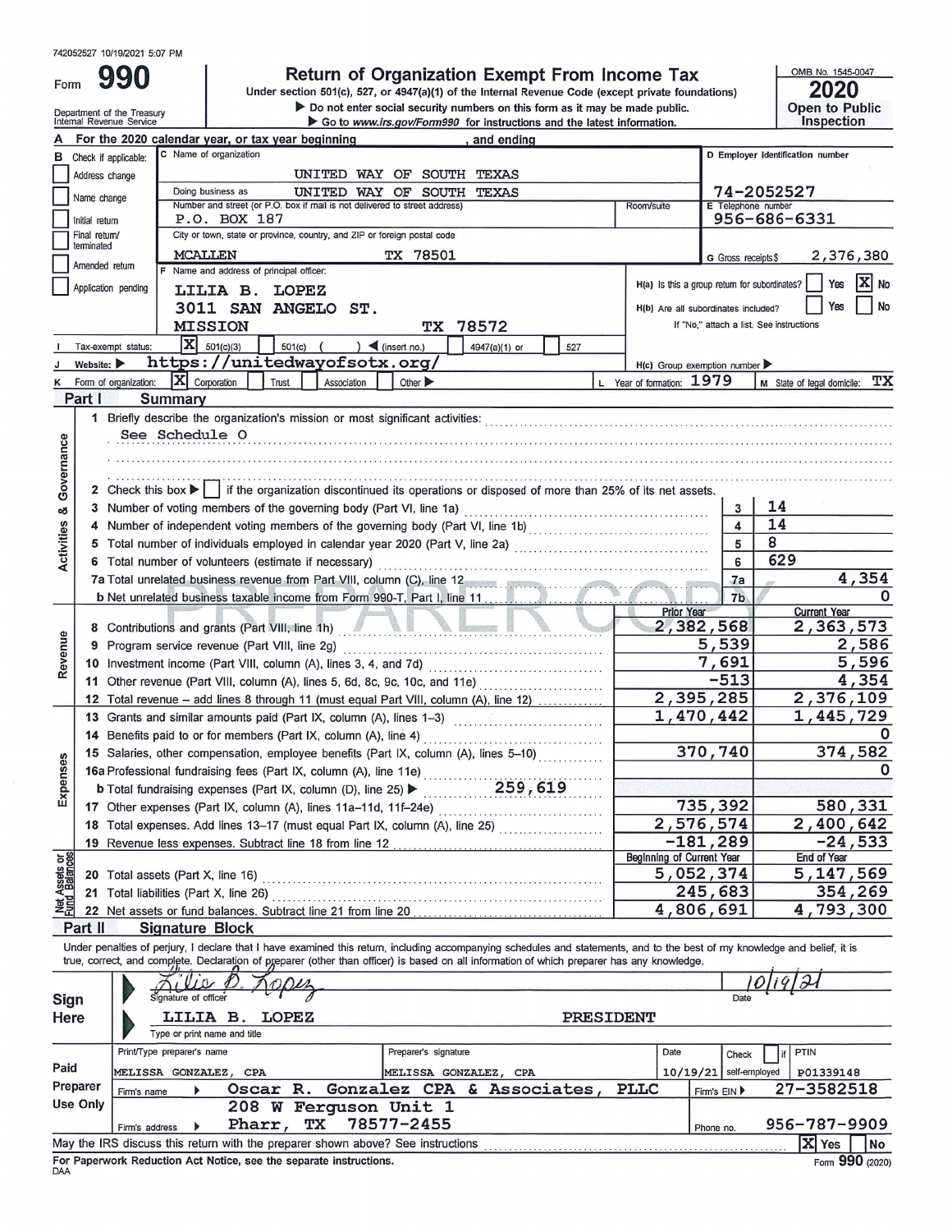742052527 10/19/2021 5:07 PM

# Form 990 — Return of Organization Exempt From Income Tax

Under section 501(c), 527, or 4947(a)(1) of the Internal Revenue Code (except private foundations)

▶ Do not enter social security numbers on this form as it may be made public.

▶ Go to www.irs.gov/Form990 for instructions and the latest information.

Department of the Treasury, Internal Revenue Service

OMB No. 1545-0047 — **2020** — Open to Public Inspection

**A** For the 2020 calendar year, or tax year beginning , and ending

**B** Check if applicable: ☐ Address change ☐ Name change ☐ Initial return ☐ Final return/terminated ☐ Amended return ☐ Application pending

**C** Name of organization: UNITED WAY OF SOUTH TEXAS

Doing business as: UNITED WAY OF SOUTH TEXAS

Number and street (or P.O. box if mail is not delivered to street address): P.O. BOX 187 — Room/suite:

City or town, state or province, country, and ZIP or foreign postal code: MCALLEN TX 78501

**D** Employer identification number: 74-2052527

**E** Telephone number: 956-686-6331

**G** Gross receipts $ 2,376,380

**F** Name and address of principal officer: LILIA B. LOPEZ, 3011 SAN ANGELO ST., MISSION TX 78572

H(a) Is this a group return for subordinates? ☐ Yes ☒ No

H(b) Are all subordinates included? ☐ Yes ☐ No — If "No," attach a list. See instructions

H(c) Group exemption number ▶

**I** Tax-exempt status: ☒ 501(c)(3) ☐ 501(c) ( ) ◀ (insert no.) ☐ 4947(a)(1) or ☐ 527

**J** Website: ▶ https://unitedwayofsotx.org/

**K** Form of organization: ☒ Corporation ☐ Trust ☐ Association ☐ Other ▶

**L** Year of formation: 1979 **M** State of legal domicile: TX

## Part I — Summary

**Activities & Governance**

1 Briefly describe the organization's mission or most significant activities: See Schedule O

2 Check this box ▶ ☐ if the organization discontinued its operations or disposed of more than 25% of its net assets.

| Line | Description | | Value |
|---|---|---|---|
| 3 | Number of voting members of the governing body (Part VI, line 1a) | 3 | 14 |
| 4 | Number of independent voting members of the governing body (Part VI, line 1b) | 4 | 14 |
| 5 | Total number of individuals employed in calendar year 2020 (Part V, line 2a) | 5 | 8 |
| 6 | Total number of volunteers (estimate if necessary) | 6 | 629 |
| 7a | Total unrelated business revenue from Part VIII, column (C), line 12 | 7a | 4,354 |
| 7b | Net unrelated business taxable income from Form 990-T, Part I, line 11 | 7b | 0 |

| Line | Description | Prior Year | Current Year |
|---|---|---|---|
| **Revenue** | | | |
| 8 | Contributions and grants (Part VIII, line 1h) | 2,382,568 | 2,363,573 |
| 9 | Program service revenue (Part VIII, line 2g) | 5,539 | 2,586 |
| 10 | Investment income (Part VIII, column (A), lines 3, 4, and 7d) | 7,691 | 5,596 |
| 11 | Other revenue (Part VIII, column (A), lines 5, 6d, 8c, 9c, 10c, and 11e) | -513 | 4,354 |
| 12 | Total revenue – add lines 8 through 11 (must equal Part VIII, column (A), line 12) | 2,395,285 | 2,376,109 |
| **Expenses** | | | |
| 13 | Grants and similar amounts paid (Part IX, column (A), lines 1–3) | 1,470,442 | 1,445,729 |
| 14 | Benefits paid to or for members (Part IX, column (A), line 4) | | 0 |
| 15 | Salaries, other compensation, employee benefits (Part IX, column (A), lines 5–10) | 370,740 | 374,582 |
| 16a | Professional fundraising fees (Part IX, column (A), line 11e) | | 0 |
| b | Total fundraising expenses (Part IX, column (D), line 25) ▶ 259,619 | | |
| 17 | Other expenses (Part IX, column (A), lines 11a–11d, 11f–24e) | 735,392 | 580,331 |
| 18 | Total expenses. Add lines 13–17 (must equal Part IX, column (A), line 25) | 2,576,574 | 2,400,642 |
| 19 | Revenue less expenses. Subtract line 18 from line 12 | -181,289 | -24,533 |

| Line | Net Assets or Fund Balances | Beginning of Current Year | End of Year |
|---|---|---|---|
| 20 | Total assets (Part X, line 16) | 5,052,374 | 5,147,569 |
| 21 | Total liabilities (Part X, line 26) | 245,683 | 354,269 |
| 22 | Net assets or fund balances. Subtract line 21 from line 20 | 4,806,691 | 4,793,300 |

## Part II — Signature Block

Under penalties of perjury, I declare that I have examined this return, including accompanying schedules and statements, and to the best of my knowledge and belief, it is true, correct, and complete. Declaration of preparer (other than officer) is based on all information of which preparer has any knowledge.

**Sign Here**

Signature of officer: Lilia B. Lopez — Date: 10/19/21

Type or print name and title: LILIA B. LOPEZ, PRESIDENT

**Paid Preparer Use Only**

| Print/Type preparer's name | Preparer's signature | Date | Check ☐ if self-employed | PTIN |
|---|---|---|---|---|
| MELISSA GONZALEZ, CPA | MELISSA GONZALEZ, CPA | 10/19/21 | | P01339148 |

Firm's name ▶ Oscar R. Gonzalez CPA & Associates, PLLC — Firm's EIN ▶ 27-3582518

Firm's address ▶ 208 W Ferguson Unit 1, Pharr, TX 78577-2455 — Phone no. 956-787-9909

May the IRS discuss this return with the preparer shown above? See instructions ☒ Yes ☐ No

For Paperwork Reduction Act Notice, see the separate instructions.

DAA — Form 990 (2020)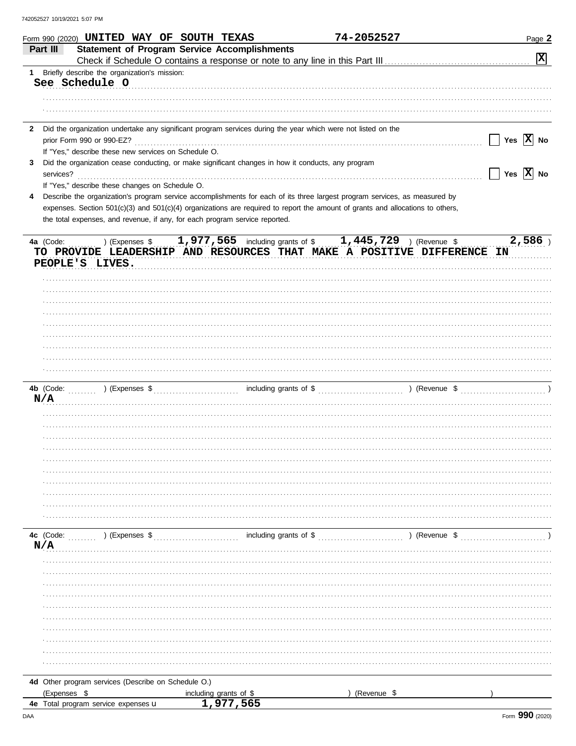Form 990 (2020) UNITED WAY OF SOUTH TEXAS 74-2052527 Page 2

## Part III Statement of Program Service Accomplishments

Check if Schedule O contains a response or note to any line in this Part III [X]

**1** Briefly describe the organization's mission:

See Schedule O

**2** Did the organization undertake any significant program services during the year which were not listed on the prior Form 990 or 990-EZ? [ ] Yes [X] No

If "Yes," describe these new services on Schedule O.

**3** Did the organization cease conducting, or make significant changes in how it conducts, any program services? [ ] Yes [X] No

If "Yes," describe these changes on Schedule O.

**4** Describe the organization's program service accomplishments for each of its three largest program services, as measured by expenses. Section 501(c)(3) and 501(c)(4) organizations are required to report the amount of grants and allocations to others, the total expenses, and revenue, if any, for each program service reported.

**4a** (Code: ) (Expenses $ 1,977,565 including grants of $ 1,445,729 ) (Revenue $ 2,586 )

TO PROVIDE LEADERSHIP AND RESOURCES THAT MAKE A POSITIVE DIFFERENCE IN PEOPLE'S LIVES.

**4b** (Code: ) (Expenses $ including grants of $ ) (Revenue $ )

N/A

**4c** (Code: ) (Expenses $ including grants of $ ) (Revenue $ )

N/A

**4d** Other program services (Describe on Schedule O.)

(Expenses $ including grants of $ ) (Revenue $ )

**4e** Total program service expenses ► 1,977,565

DAA Form 990 (2020)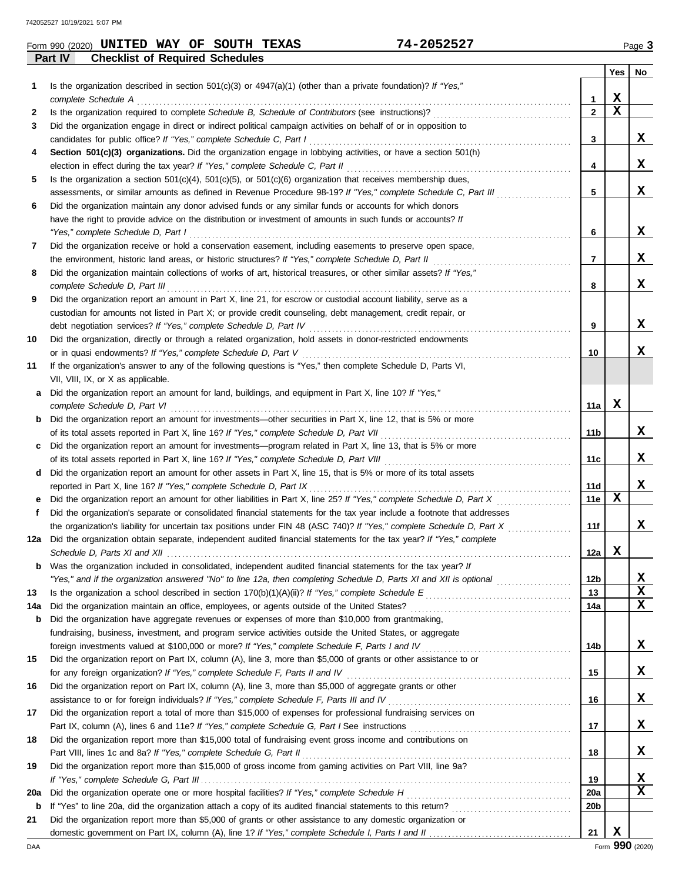Form 990 (2020) **UNITED WAY OF SOUTH TEXAS** **74-2052527** Page **3**

## Part IV Checklist of Required Schedules

| | | | Yes | No |
|---|---|---|---|---|
| **1** | Is the organization described in section 501(c)(3) or 4947(a)(1) (other than a private foundation)? *If "Yes," complete Schedule A* | **1** | X | |
| **2** | Is the organization required to complete *Schedule B, Schedule of Contributors* (see instructions)? | **2** | X | |
| **3** | Did the organization engage in direct or indirect political campaign activities on behalf of or in opposition to candidates for public office? *If "Yes," complete Schedule C, Part I* | **3** | | X |
| **4** | **Section 501(c)(3) organizations.** Did the organization engage in lobbying activities, or have a section 501(h) election in effect during the tax year? *If "Yes," complete Schedule C, Part II* | **4** | | X |
| **5** | Is the organization a section 501(c)(4), 501(c)(5), or 501(c)(6) organization that receives membership dues, assessments, or similar amounts as defined in Revenue Procedure 98-19? *If "Yes," complete Schedule C, Part III* | **5** | | X |
| **6** | Did the organization maintain any donor advised funds or any similar funds or accounts for which donors have the right to provide advice on the distribution or investment of amounts in such funds or accounts? *If "Yes," complete Schedule D, Part I* | **6** | | X |
| **7** | Did the organization receive or hold a conservation easement, including easements to preserve open space, the environment, historic land areas, or historic structures? *If "Yes," complete Schedule D, Part II* | **7** | | X |
| **8** | Did the organization maintain collections of works of art, historical treasures, or other similar assets? *If "Yes," complete Schedule D, Part III* | **8** | | X |
| **9** | Did the organization report an amount in Part X, line 21, for escrow or custodial account liability, serve as a custodian for amounts not listed in Part X; or provide credit counseling, debt management, credit repair, or debt negotiation services? *If "Yes," complete Schedule D, Part IV* | **9** | | X |
| **10** | Did the organization, directly or through a related organization, hold assets in donor-restricted endowments or in quasi endowments? *If "Yes," complete Schedule D, Part V* | **10** | | X |
| **11** | If the organization's answer to any of the following questions is "Yes," then complete Schedule D, Parts VI, VII, VIII, IX, or X as applicable. | | | |
| **a** | Did the organization report an amount for land, buildings, and equipment in Part X, line 10? *If "Yes," complete Schedule D, Part VI* | **11a** | X | |
| **b** | Did the organization report an amount for investments—other securities in Part X, line 12, that is 5% or more of its total assets reported in Part X, line 16? *If "Yes," complete Schedule D, Part VII* | **11b** | | X |
| **c** | Did the organization report an amount for investments—program related in Part X, line 13, that is 5% or more of its total assets reported in Part X, line 16? *If "Yes," complete Schedule D, Part VIII* | **11c** | | X |
| **d** | Did the organization report an amount for other assets in Part X, line 15, that is 5% or more of its total assets reported in Part X, line 16? *If "Yes," complete Schedule D, Part IX* | **11d** | | X |
| **e** | Did the organization report an amount for other liabilities in Part X, line 25? *If "Yes," complete Schedule D, Part X* | **11e** | X | |
| **f** | Did the organization's separate or consolidated financial statements for the tax year include a footnote that addresses the organization's liability for uncertain tax positions under FIN 48 (ASC 740)? *If "Yes," complete Schedule D, Part X* | **11f** | | X |
| **12a** | Did the organization obtain separate, independent audited financial statements for the tax year? *If "Yes," complete Schedule D, Parts XI and XII* | **12a** | X | |
| **b** | Was the organization included in consolidated, independent audited financial statements for the tax year? *If "Yes," and if the organization answered "No" to line 12a, then completing Schedule D, Parts XI and XII is optional* | **12b** | | X |
| **13** | Is the organization a school described in section 170(b)(1)(A)(ii)? *If "Yes," complete Schedule E* | **13** | | X |
| **14a** | Did the organization maintain an office, employees, or agents outside of the United States? | **14a** | | X |
| **b** | Did the organization have aggregate revenues or expenses of more than $10,000 from grantmaking, fundraising, business, investment, and program service activities outside the United States, or aggregate foreign investments valued at $100,000 or more? *If "Yes," complete Schedule F, Parts I and IV* | **14b** | | X |
| **15** | Did the organization report on Part IX, column (A), line 3, more than $5,000 of grants or other assistance to or for any foreign organization? *If "Yes," complete Schedule F, Parts II and IV* | **15** | | X |
| **16** | Did the organization report on Part IX, column (A), line 3, more than $5,000 of aggregate grants or other assistance to or for foreign individuals? *If "Yes," complete Schedule F, Parts III and IV* | **16** | | X |
| **17** | Did the organization report a total of more than $15,000 of expenses for professional fundraising services on Part IX, column (A), lines 6 and 11e? *If "Yes," complete Schedule G, Part I* See instructions | **17** | | X |
| **18** | Did the organization report more than $15,000 total of fundraising event gross income and contributions on Part VIII, lines 1c and 8a? *If "Yes," complete Schedule G, Part II* | **18** | | X |
| **19** | Did the organization report more than $15,000 of gross income from gaming activities on Part VIII, line 9a? *If "Yes," complete Schedule G, Part III* | **19** | | X |
| **20a** | Did the organization operate one or more hospital facilities? *If "Yes," complete Schedule H* | **20a** | | X |
| **b** | If "Yes" to line 20a, did the organization attach a copy of its audited financial statements to this return? | **20b** | | |
| **21** | Did the organization report more than $5,000 of grants or other assistance to any domestic organization or domestic government on Part IX, column (A), line 1? *If "Yes," complete Schedule I, Parts I and II* | **21** | X | |

Form **990** (2020)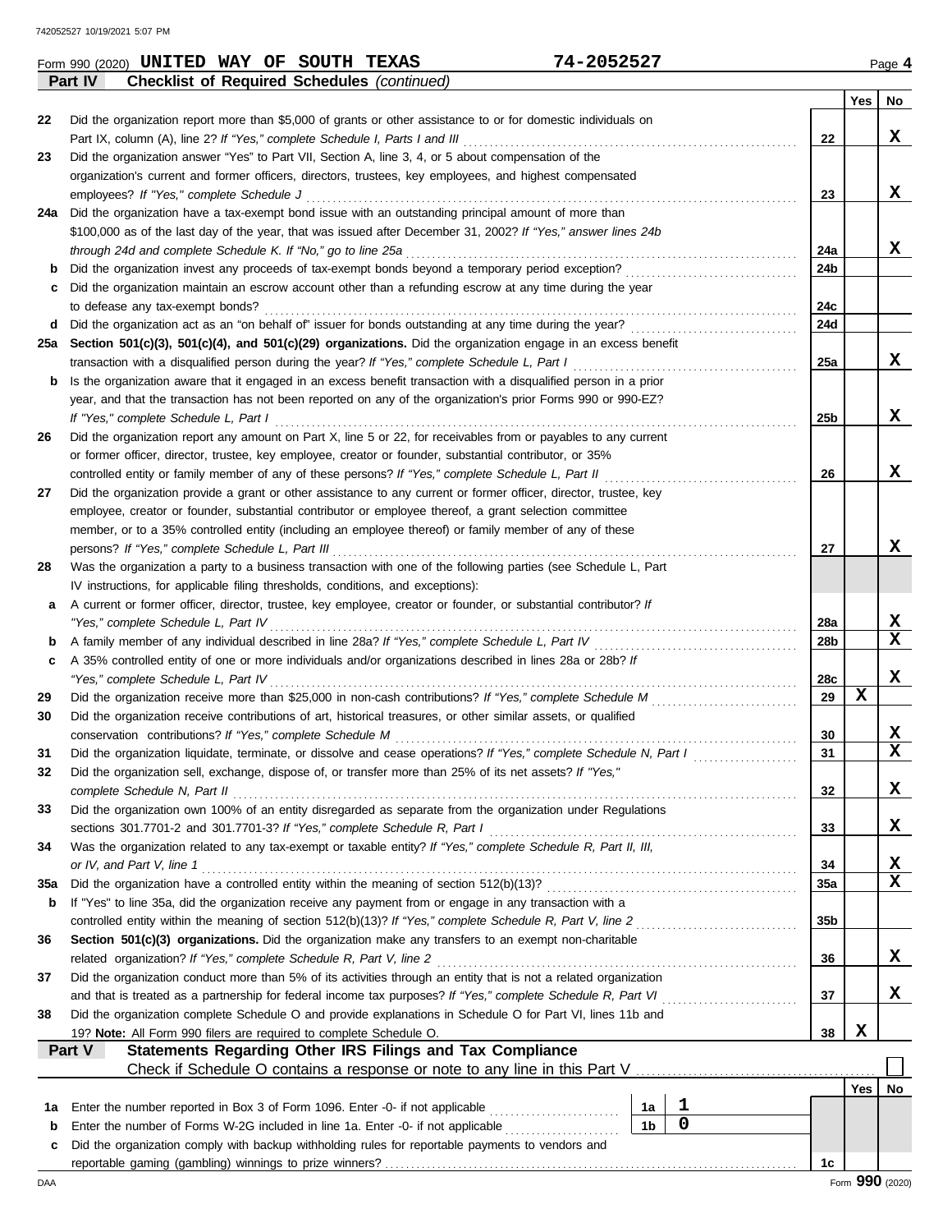Form 990 (2020) **UNITED WAY OF SOUTH TEXAS** **74-2052527** Page **4**

**Part IV — Checklist of Required Schedules** *(continued)*

| | | | Yes | No |
|---|---|---|---|---|
| 22 | Did the organization report more than $5,000 of grants or other assistance to or for domestic individuals on Part IX, column (A), line 2? *If "Yes," complete Schedule I, Parts I and III* | 22 | | X |
| 23 | Did the organization answer "Yes" to Part VII, Section A, line 3, 4, or 5 about compensation of the organization's current and former officers, directors, trustees, key employees, and highest compensated employees? *If "Yes," complete Schedule J* | 23 | | X |
| 24a | Did the organization have a tax-exempt bond issue with an outstanding principal amount of more than $100,000 as of the last day of the year, that was issued after December 31, 2002? *If "Yes," answer lines 24b through 24d and complete Schedule K. If "No," go to line 25a* | 24a | | X |
| b | Did the organization invest any proceeds of tax-exempt bonds beyond a temporary period exception? | 24b | | |
| c | Did the organization maintain an escrow account other than a refunding escrow at any time during the year to defease any tax-exempt bonds? | 24c | | |
| d | Did the organization act as an "on behalf of" issuer for bonds outstanding at any time during the year? | 24d | | |
| 25a | **Section 501(c)(3), 501(c)(4), and 501(c)(29) organizations.** Did the organization engage in an excess benefit transaction with a disqualified person during the year? *If "Yes," complete Schedule L, Part I* | 25a | | X |
| b | Is the organization aware that it engaged in an excess benefit transaction with a disqualified person in a prior year, and that the transaction has not been reported on any of the organization's prior Forms 990 or 990-EZ? *If "Yes," complete Schedule L, Part I* | 25b | | X |
| 26 | Did the organization report any amount on Part X, line 5 or 22, for receivables from or payables to any current or former officer, director, trustee, key employee, creator or founder, substantial contributor, or 35% controlled entity or family member of any of these persons? *If "Yes," complete Schedule L, Part II* | 26 | | X |
| 27 | Did the organization provide a grant or other assistance to any current or former officer, director, trustee, key employee, creator or founder, substantial contributor or employee thereof, a grant selection committee member, or to a 35% controlled entity (including an employee thereof) or family member of any of these persons? *If "Yes," complete Schedule L, Part III* | 27 | | X |
| 28 | Was the organization a party to a business transaction with one of the following parties (see Schedule L, Part IV instructions, for applicable filing thresholds, conditions, and exceptions): | | | |
| a | A current or former officer, director, trustee, key employee, creator or founder, or substantial contributor? *If "Yes," complete Schedule L, Part IV* | 28a | | X |
| b | A family member of any individual described in line 28a? *If "Yes," complete Schedule L, Part IV* | 28b | | X |
| c | A 35% controlled entity of one or more individuals and/or organizations described in lines 28a or 28b? *If "Yes," complete Schedule L, Part IV* | 28c | | X |
| 29 | Did the organization receive more than $25,000 in non-cash contributions? *If "Yes," complete Schedule M* | 29 | X | |
| 30 | Did the organization receive contributions of art, historical treasures, or other similar assets, or qualified conservation contributions? *If "Yes," complete Schedule M* | 30 | | X |
| 31 | Did the organization liquidate, terminate, or dissolve and cease operations? *If "Yes," complete Schedule N, Part I* | 31 | | X |
| 32 | Did the organization sell, exchange, dispose of, or transfer more than 25% of its net assets? *If "Yes," complete Schedule N, Part II* | 32 | | X |
| 33 | Did the organization own 100% of an entity disregarded as separate from the organization under Regulations sections 301.7701-2 and 301.7701-3? *If "Yes," complete Schedule R, Part I* | 33 | | X |
| 34 | Was the organization related to any tax-exempt or taxable entity? *If "Yes," complete Schedule R, Part II, III, or IV, and Part V, line 1* | 34 | | X |
| 35a | Did the organization have a controlled entity within the meaning of section 512(b)(13)? | 35a | | X |
| b | If "Yes" to line 35a, did the organization receive any payment from or engage in any transaction with a controlled entity within the meaning of section 512(b)(13)? *If "Yes," complete Schedule R, Part V, line 2* | 35b | | |
| 36 | **Section 501(c)(3) organizations.** Did the organization make any transfers to an exempt non-charitable related organization? *If "Yes," complete Schedule R, Part V, line 2* | 36 | | X |
| 37 | Did the organization conduct more than 5% of its activities through an entity that is not a related organization and that is treated as a partnership for federal income tax purposes? *If "Yes," complete Schedule R, Part VI* | 37 | | X |
| 38 | Did the organization complete Schedule O and provide explanations in Schedule O for Part VI, lines 11b and 19? **Note:** All Form 990 filers are required to complete Schedule O. | 38 | X | |

**Part V — Statements Regarding Other IRS Filings and Tax Compliance**

Check if Schedule O contains a response or note to any line in this Part V ☐

| | | | | | Yes | No |
|---|---|---|---|---|---|---|
| 1a | Enter the number reported in Box 3 of Form 1096. Enter -0- if not applicable | 1a | 1 | | | |
| b | Enter the number of Forms W-2G included in line 1a. Enter -0- if not applicable | 1b | 0 | | | |
| c | Did the organization comply with backup withholding rules for reportable payments to vendors and reportable gaming (gambling) winnings to prize winners? | | | 1c | | |

Form **990** (2020)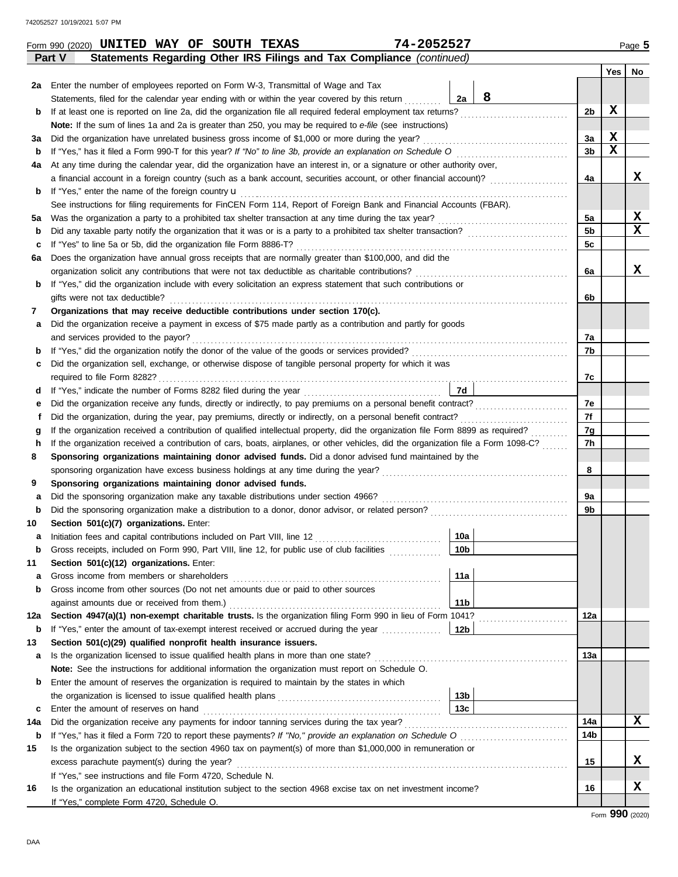Form 990 (2020) **UNITED WAY OF SOUTH TEXAS** **74-2052527** Page 5

**Part V Statements Regarding Other IRS Filings and Tax Compliance** *(continued)*

| | | | | | Yes | No |
|---|---|---|---|---|---|---|
| **2a** | Enter the number of employees reported on Form W-3, Transmittal of Wage and Tax Statements, filed for the calendar year ending with or within the year covered by this return | 2a | 8 | | | |
| **b** | If at least one is reported on line 2a, did the organization file all required federal employment tax returns? | | | 2b | X | |
| | **Note:** If the sum of lines 1a and 2a is greater than 250, you may be required to *e-file* (see instructions) | | | | | |
| **3a** | Did the organization have unrelated business gross income of $1,000 or more during the year? | | | 3a | X | |
| **b** | If "Yes," has it filed a Form 990-T for this year? *If "No" to line 3b, provide an explanation on Schedule O* | | | 3b | X | |
| **4a** | At any time during the calendar year, did the organization have an interest in, or a signature or other authority over, a financial account in a foreign country (such as a bank account, securities account, or other financial account)? | | | 4a | | X |
| **b** | If "Yes," enter the name of the foreign country u | | | | | |
| | See instructions for filing requirements for FinCEN Form 114, Report of Foreign Bank and Financial Accounts (FBAR). | | | | | |
| **5a** | Was the organization a party to a prohibited tax shelter transaction at any time during the tax year? | | | 5a | | X |
| **b** | Did any taxable party notify the organization that it was or is a party to a prohibited tax shelter transaction? | | | 5b | | X |
| **c** | If "Yes" to line 5a or 5b, did the organization file Form 8886-T? | | | 5c | | |
| **6a** | Does the organization have annual gross receipts that are normally greater than $100,000, and did the organization solicit any contributions that were not tax deductible as charitable contributions? | | | 6a | | X |
| **b** | If "Yes," did the organization include with every solicitation an express statement that such contributions or gifts were not tax deductible? | | | 6b | | |
| **7** | **Organizations that may receive deductible contributions under section 170(c).** | | | | | |
| **a** | Did the organization receive a payment in excess of $75 made partly as a contribution and partly for goods and services provided to the payor? | | | 7a | | |
| **b** | If "Yes," did the organization notify the donor of the value of the goods or services provided? | | | 7b | | |
| **c** | Did the organization sell, exchange, or otherwise dispose of tangible personal property for which it was required to file Form 8282? | | | 7c | | |
| **d** | If "Yes," indicate the number of Forms 8282 filed during the year | 7d | | | | |
| **e** | Did the organization receive any funds, directly or indirectly, to pay premiums on a personal benefit contract? | | | 7e | | |
| **f** | Did the organization, during the year, pay premiums, directly or indirectly, on a personal benefit contract? | | | 7f | | |
| **g** | If the organization received a contribution of qualified intellectual property, did the organization file Form 8899 as required? | | | 7g | | |
| **h** | If the organization received a contribution of cars, boats, airplanes, or other vehicles, did the organization file a Form 1098-C? | | | 7h | | |
| **8** | **Sponsoring organizations maintaining donor advised funds.** Did a donor advised fund maintained by the sponsoring organization have excess business holdings at any time during the year? | | | 8 | | |
| **9** | **Sponsoring organizations maintaining donor advised funds.** | | | | | |
| **a** | Did the sponsoring organization make any taxable distributions under section 4966? | | | 9a | | |
| **b** | Did the sponsoring organization make a distribution to a donor, donor advisor, or related person? | | | 9b | | |
| **10** | **Section 501(c)(7) organizations.** Enter: | | | | | |
| **a** | Initiation fees and capital contributions included on Part VIII, line 12 | 10a | | | | |
| **b** | Gross receipts, included on Form 990, Part VIII, line 12, for public use of club facilities | 10b | | | | |
| **11** | **Section 501(c)(12) organizations.** Enter: | | | | | |
| **a** | Gross income from members or shareholders | 11a | | | | |
| **b** | Gross income from other sources (Do not net amounts due or paid to other sources against amounts due or received from them.) | 11b | | | | |
| **12a** | **Section 4947(a)(1) non-exempt charitable trusts.** Is the organization filing Form 990 in lieu of Form 1041? | | | 12a | | |
| **b** | If "Yes," enter the amount of tax-exempt interest received or accrued during the year | 12b | | | | |
| **13** | **Section 501(c)(29) qualified nonprofit health insurance issuers.** | | | | | |
| **a** | Is the organization licensed to issue qualified health plans in more than one state? | | | 13a | | |
| | **Note:** See the instructions for additional information the organization must report on Schedule O. | | | | | |
| **b** | Enter the amount of reserves the organization is required to maintain by the states in which the organization is licensed to issue qualified health plans | 13b | | | | |
| **c** | Enter the amount of reserves on hand | 13c | | | | |
| **14a** | Did the organization receive any payments for indoor tanning services during the tax year? | | | 14a | | X |
| **b** | If "Yes," has it filed a Form 720 to report these payments? *If "No," provide an explanation on Schedule O* | | | 14b | | |
| **15** | Is the organization subject to the section 4960 tax on payment(s) of more than $1,000,000 in remuneration or excess parachute payment(s) during the year? | | | 15 | | X |
| | If "Yes," see instructions and file Form 4720, Schedule N. | | | | | |
| **16** | Is the organization an educational institution subject to the section 4968 excise tax on net investment income? | | | 16 | | X |
| | If "Yes," complete Form 4720, Schedule O. | | | | | |

Form **990** (2020)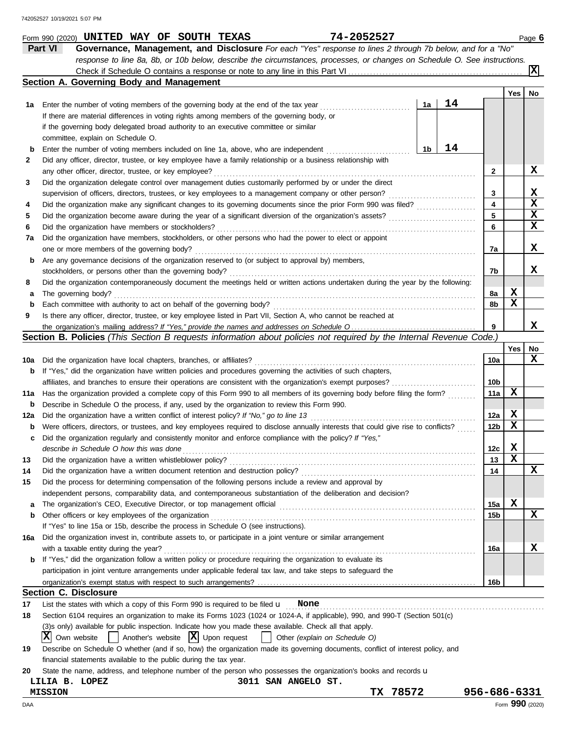Form 990 (2020) **UNITED WAY OF SOUTH TEXAS** **74-2052527** Page **6**

## Part VI Governance, Management, and Disclosure

*For each "Yes" response to lines 2 through 7b below, and for a "No" response to line 8a, 8b, or 10b below, describe the circumstances, processes, or changes on Schedule O. See instructions.*

Check if Schedule O contains a response or note to any line in this Part VI .......... **X**

### Section A. Governing Body and Management

| | | | | Yes | No |
|---|---|---|---|---|---|
| 1a | Enter the number of voting members of the governing body at the end of the tax year. If there are material differences in voting rights among members of the governing body, or if the governing body delegated broad authority to an executive committee or similar committee, explain on Schedule O. | 1a: 14 | | | |
| b | Enter the number of voting members included on line 1a, above, who are independent | 1b: 14 | | | |
| 2 | Did any officer, director, trustee, or key employee have a family relationship or a business relationship with any other officer, director, trustee, or key employee? | | 2 | | X |
| 3 | Did the organization delegate control over management duties customarily performed by or under the direct supervision of officers, directors, trustees, or key employees to a management company or other person? | | 3 | | X |
| 4 | Did the organization make any significant changes to its governing documents since the prior Form 990 was filed? | | 4 | | X |
| 5 | Did the organization become aware during the year of a significant diversion of the organization's assets? | | 5 | | X |
| 6 | Did the organization have members or stockholders? | | 6 | | X |
| 7a | Did the organization have members, stockholders, or other persons who had the power to elect or appoint one or more members of the governing body? | | 7a | | X |
| b | Are any governance decisions of the organization reserved to (or subject to approval by) members, stockholders, or persons other than the governing body? | | 7b | | X |
| 8 | Did the organization contemporaneously document the meetings held or written actions undertaken during the year by the following: | | | | |
| a | The governing body? | | 8a | X | |
| b | Each committee with authority to act on behalf of the governing body? | | 8b | X | |
| 9 | Is there any officer, director, trustee, or key employee listed in Part VII, Section A, who cannot be reached at the organization's mailing address? *If "Yes," provide the names and addresses on Schedule O* | | 9 | | X |

### Section B. Policies *(This Section B requests information about policies not required by the Internal Revenue Code.)*

| | | | Yes | No |
|---|---|---|---|---|
| 10a | Did the organization have local chapters, branches, or affiliates? | 10a | | X |
| b | If "Yes," did the organization have written policies and procedures governing the activities of such chapters, affiliates, and branches to ensure their operations are consistent with the organization's exempt purposes? | 10b | | |
| 11a | Has the organization provided a complete copy of this Form 990 to all members of its governing body before filing the form? | 11a | X | |
| b | Describe in Schedule O the process, if any, used by the organization to review this Form 990. | | | |
| 12a | Did the organization have a written conflict of interest policy? *If "No," go to line 13* | 12a | X | |
| b | Were officers, directors, or trustees, and key employees required to disclose annually interests that could give rise to conflicts? | 12b | X | |
| c | Did the organization regularly and consistently monitor and enforce compliance with the policy? *If "Yes," describe in Schedule O how this was done* | 12c | X | |
| 13 | Did the organization have a written whistleblower policy? | 13 | X | |
| 14 | Did the organization have a written document retention and destruction policy? | 14 | | X |
| 15 | Did the process for determining compensation of the following persons include a review and approval by independent persons, comparability data, and contemporaneous substantiation of the deliberation and decision? | | | |
| a | The organization's CEO, Executive Director, or top management official | 15a | X | |
| b | Other officers or key employees of the organization | 15b | | X |
| | If "Yes" to line 15a or 15b, describe the process in Schedule O (see instructions). | | | |
| 16a | Did the organization invest in, contribute assets to, or participate in a joint venture or similar arrangement with a taxable entity during the year? | 16a | | X |
| b | If "Yes," did the organization follow a written policy or procedure requiring the organization to evaluate its participation in joint venture arrangements under applicable federal tax law, and take steps to safeguard the organization's exempt status with respect to such arrangements? | 16b | | |

### Section C. Disclosure

17 List the states with which a copy of this Form 990 is required to be filed u **None**

18 Section 6104 requires an organization to make its Forms 1023 (1024 or 1024-A, if applicable), 990, and 990-T (Section 501(c)(3)s only) available for public inspection. Indicate how you made these available. Check all that apply.

[X] Own website [ ] Another's website [X] Upon request [ ] Other *(explain on Schedule O)*

19 Describe on Schedule O whether (and if so, how) the organization made its governing documents, conflict of interest policy, and financial statements available to the public during the tax year.

20 State the name, address, and telephone number of the person who possesses the organization's books and records u

LILIA B. LOPEZ 3011 SAN ANGELO ST.
MISSION TX 78572 956-686-6331

Form **990** (2020)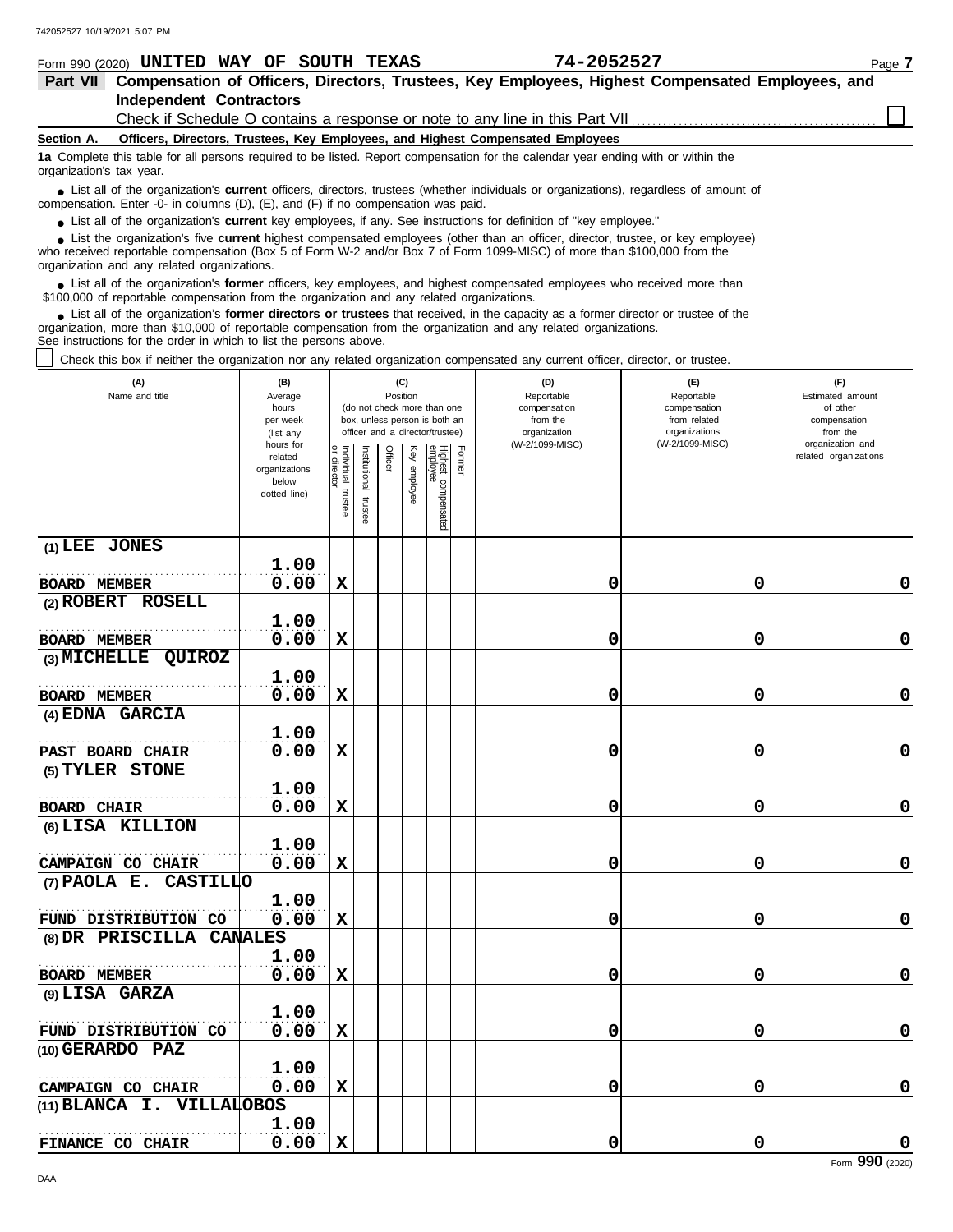Form 990 (2020) **UNITED WAY OF SOUTH TEXAS** **74-2052527** Page **7**

## Part VII Compensation of Officers, Directors, Trustees, Key Employees, Highest Compensated Employees, and Independent Contractors

Check if Schedule O contains a response or note to any line in this Part VII ☐

**Section A. Officers, Directors, Trustees, Key Employees, and Highest Compensated Employees**

**1a** Complete this table for all persons required to be listed. Report compensation for the calendar year ending with or within the organization's tax year.

- List all of the organization's **current** officers, directors, trustees (whether individuals or organizations), regardless of amount of compensation. Enter -0- in columns (D), (E), and (F) if no compensation was paid.
- List all of the organization's **current** key employees, if any. See instructions for definition of "key employee."
- List the organization's five **current** highest compensated employees (other than an officer, director, trustee, or key employee) who received reportable compensation (Box 5 of Form W-2 and/or Box 7 of Form 1099-MISC) of more than $100,000 from the organization and any related organizations.
- List all of the organization's **former** officers, key employees, and highest compensated employees who received more than $100,000 of reportable compensation from the organization and any related organizations.
- List all of the organization's **former directors or trustees** that received, in the capacity as a former director or trustee of the organization, more than $10,000 of reportable compensation from the organization and any related organizations.

See instructions for the order in which to list the persons above.

☐ Check this box if neither the organization nor any related organization compensated any current officer, director, or trustee.

| (A) Name and title | (B) Average hours per week (list any hours for related organizations below dotted line) | (C) Position: Individual trustee or director | Institutional trustee | Officer | Key employee | Highest compensated employee | Former | (D) Reportable compensation from the organization (W-2/1099-MISC) | (E) Reportable compensation from related organizations (W-2/1099-MISC) | (F) Estimated amount of other compensation from the organization and related organizations |
|---|---|---|---|---|---|---|---|---|---|---|
| (1) LEE JONES<br>BOARD MEMBER | 1.00<br>0.00 | X | | | | | | 0 | 0 | 0 |
| (2) ROBERT ROSELL<br>BOARD MEMBER | 1.00<br>0.00 | X | | | | | | 0 | 0 | 0 |
| (3) MICHELLE QUIROZ<br>BOARD MEMBER | 1.00<br>0.00 | X | | | | | | 0 | 0 | 0 |
| (4) EDNA GARCIA<br>PAST BOARD CHAIR | 1.00<br>0.00 | X | | | | | | 0 | 0 | 0 |
| (5) TYLER STONE<br>BOARD CHAIR | 1.00<br>0.00 | X | | | | | | 0 | 0 | 0 |
| (6) LISA KILLION<br>CAMPAIGN CO CHAIR | 1.00<br>0.00 | X | | | | | | 0 | 0 | 0 |
| (7) PAOLA E. CASTILLO<br>FUND DISTRIBUTION CO | 1.00<br>0.00 | X | | | | | | 0 | 0 | 0 |
| (8) DR PRISCILLA CANALES<br>BOARD MEMBER | 1.00<br>0.00 | X | | | | | | 0 | 0 | 0 |
| (9) LISA GARZA<br>FUND DISTRIBUTION CO | 1.00<br>0.00 | X | | | | | | 0 | 0 | 0 |
| (10) GERARDO PAZ<br>CAMPAIGN CO CHAIR | 1.00<br>0.00 | X | | | | | | 0 | 0 | 0 |
| (11) BLANCA I. VILLALOBOS<br>FINANCE CO CHAIR | 1.00<br>0.00 | X | | | | | | 0 | 0 | 0 |

Form **990** (2020)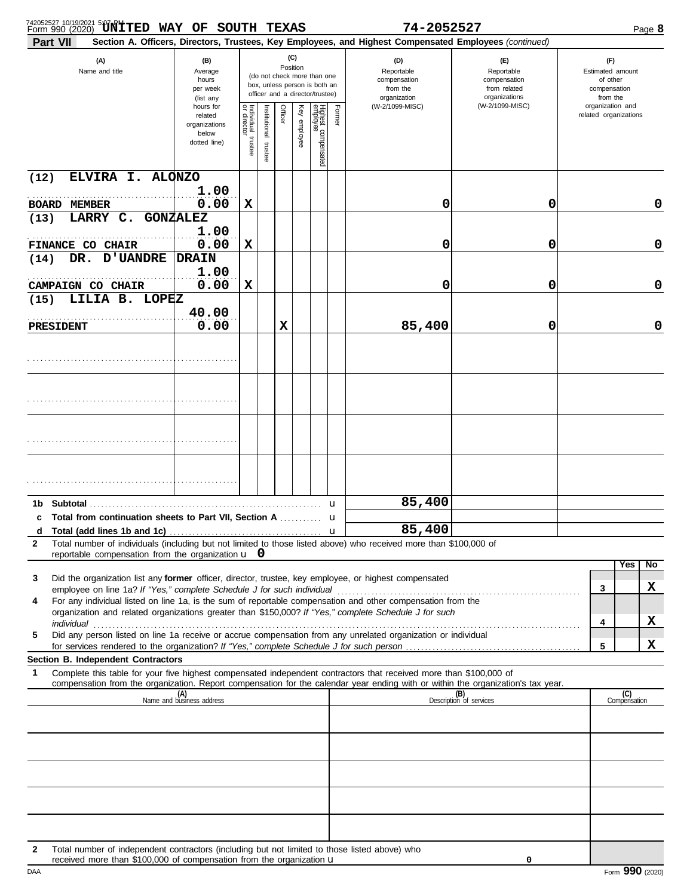Form 990 (2020) UNITED WAY OF SOUTH TEXAS 74-2052527

**Part VII — Section A. Officers, Directors, Trustees, Key Employees, and Highest Compensated Employees** *(continued)*

| (A) Name and title | (B) Average hours per week (list any hours for related organizations below dotted line) | (C) Position: Individual trustee or director | Institutional trustee | Officer | Key employee | Highest compensated employee | Former | (D) Reportable compensation from the organization (W-2/1099-MISC) | (E) Reportable compensation from related organizations (W-2/1099-MISC) | (F) Estimated amount of other compensation from the organization and related organizations |
|---|---|---|---|---|---|---|---|---|---|---|
| (12) ELVIRA I. ALONZO<br>BOARD MEMBER | 1.00<br>0.00 | X | | | | | | 0 | 0 | 0 |
| (13) LARRY C. GONZALEZ<br>FINANCE CO CHAIR | 1.00<br>0.00 | X | | | | | | 0 | 0 | 0 |
| (14) DR. D'UANDRE DRAIN<br>CAMPAIGN CO CHAIR | 1.00<br>0.00 | X | | | | | | 0 | 0 | 0 |
| (15) LILIA B. LOPEZ<br>PRESIDENT | 40.00<br>0.00 | | | X | | | | 85,400 | 0 | 0 |
| | | | | | | | | | | |
| | | | | | | | | | | |
| | | | | | | | | | | |
| | | | | | | | | | | |

| | | (D) | (E) | (F) |
|---|---|---|---|---|
| 1b | Subtotal | 85,400 | | |
| c | Total from continuation sheets to Part VII, Section A | | | |
| d | Total (add lines 1b and 1c) | 85,400 | | |

**2** Total number of individuals (including but not limited to those listed above) who received more than $100,000 of reportable compensation from the organization 0

| | | | Yes | No |
|---|---|---|---|---|
| 3 | Did the organization list any **former** officer, director, trustee, key employee, or highest compensated employee on line 1a? *If "Yes," complete Schedule J for such individual* | 3 | | X |
| 4 | For any individual listed on line 1a, is the sum of reportable compensation and other compensation from the organization and related organizations greater than $150,000? *If "Yes," complete Schedule J for such individual* | 4 | | X |
| 5 | Did any person listed on line 1a receive or accrue compensation from any unrelated organization or individual for services rendered to the organization? *If "Yes," complete Schedule J for such person* | 5 | | X |

**Section B. Independent Contractors**

**1** Complete this table for your five highest compensated independent contractors that received more than $100,000 of compensation from the organization. Report compensation for the calendar year ending with or within the organization's tax year.

| (A) Name and business address | (B) Description of services | (C) Compensation |
|---|---|---|
| | | |
| | | |
| | | |
| | | |
| | | |

**2** Total number of independent contractors (including but not limited to those listed above) who received more than $100,000 of compensation from the organization 0

Form **990** (2020)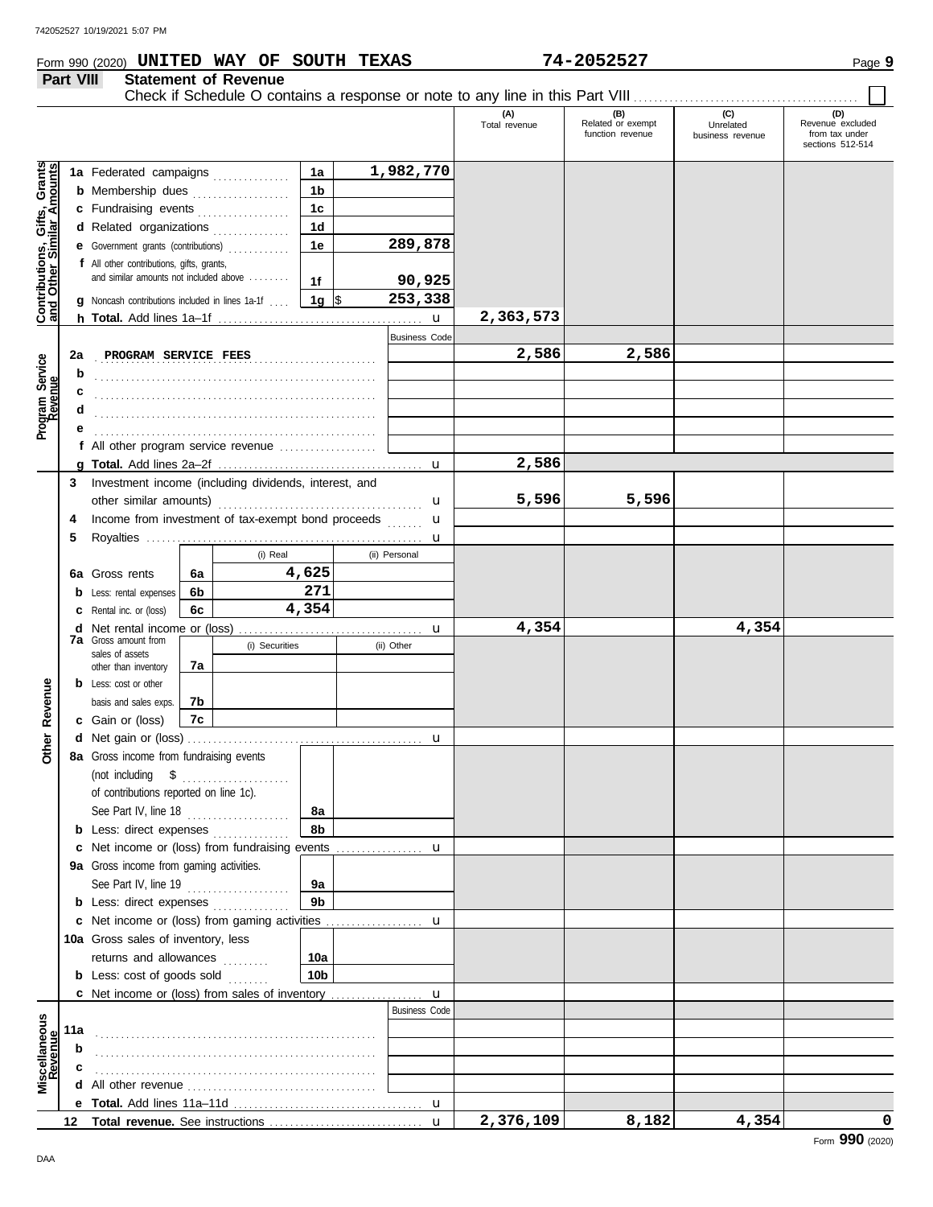Form 990 (2020) **UNITED WAY OF SOUTH TEXAS** **74-2052527**

## Part VIII Statement of Revenue

Check if Schedule O contains a response or note to any line in this Part VIII ☐

| | | | (A) Total revenue | (B) Related or exempt function revenue | (C) Unrelated business revenue | (D) Revenue excluded from tax under sections 512-514 |
|---|---|---|---|---|---|---|
| **Contributions, Gifts, Grants and Other Similar Amounts** | 1a Federated campaigns | 1a 1,982,770 | | | | |
| | b Membership dues | 1b | | | | |
| | c Fundraising events | 1c | | | | |
| | d Related organizations | 1d | | | | |
| | e Government grants (contributions) | 1e 289,878 | | | | |
| | f All other contributions, gifts, grants, and similar amounts not included above | 1f 90,925 | | | | |
| | g Noncash contributions included in lines 1a-1f | 1g $ 253,338 | | | | |
| | h **Total.** Add lines 1a–1f | u | 2,363,573 | | | |
| **Program Service Revenue** | | Business Code | | | | |
| | 2a PROGRAM SERVICE FEES | | 2,586 | 2,586 | | |
| | b | | | | | |
| | c | | | | | |
| | d | | | | | |
| | e | | | | | |
| | f All other program service revenue | | | | | |
| | g **Total.** Add lines 2a–2f | u | 2,586 | | | |
| **Other Revenue** | 3 Investment income (including dividends, interest, and other similar amounts) | u | 5,596 | 5,596 | | |
| | 4 Income from investment of tax-exempt bond proceeds | u | | | | |
| | 5 Royalties | u | | | | |
| | 6a Gross rents — 6a (i) Real: 4,625; (ii) Personal: | | | | | |
| | b Less: rental expenses — 6b (i) Real: 271; (ii) Personal: | | | | | |
| | c Rental inc. or (loss) — 6c (i) Real: 4,354; (ii) Personal: | | | | | |
| | d Net rental income or (loss) | u | 4,354 | | 4,354 | |
| | 7a Gross amount from sales of assets other than inventory — 7a (i) Securities: ; (ii) Other: | | | | | |
| | b Less: cost or other basis and sales exps. — 7b (i) Securities: ; (ii) Other: | | | | | |
| | c Gain or (loss) — 7c (i) Securities: ; (ii) Other: | | | | | |
| | d Net gain or (loss) | u | | | | |
| | 8a Gross income from fundraising events (not including $ of contributions reported on line 1c). See Part IV, line 18 | 8a | | | | |
| | b Less: direct expenses | 8b | | | | |
| | c Net income or (loss) from fundraising events | u | | | | |
| | 9a Gross income from gaming activities. See Part IV, line 19 | 9a | | | | |
| | b Less: direct expenses | 9b | | | | |
| | c Net income or (loss) from gaming activities | u | | | | |
| | 10a Gross sales of inventory, less returns and allowances | 10a | | | | |
| | b Less: cost of goods sold | 10b | | | | |
| | c Net income or (loss) from sales of inventory | u | | | | |
| **Miscellaneous Revenue** | | Business Code | | | | |
| | 11a | | | | | |
| | b | | | | | |
| | c | | | | | |
| | d All other revenue | | | | | |
| | e **Total.** Add lines 11a–11d | u | | | | |
| | 12 **Total revenue.** See instructions | u | 2,376,109 | 8,182 | 4,354 | 0 |

Form **990** (2020)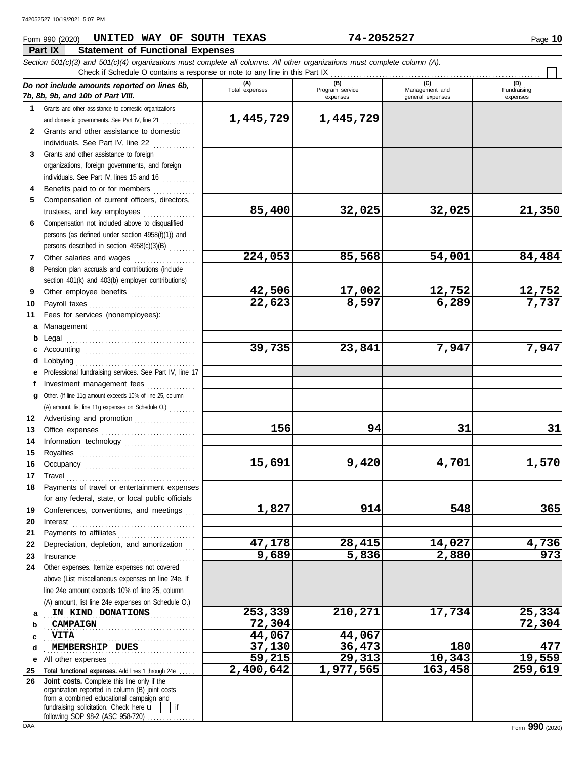Form 990 (2020) **UNITED WAY OF SOUTH TEXAS** **74-2052527**

## Part IX Statement of Functional Expenses

*Section 501(c)(3) and 501(c)(4) organizations must complete all columns. All other organizations must complete column (A).*

Check if Schedule O contains a response or note to any line in this Part IX ☐

| *Do not include amounts reported on lines 6b, 7b, 8b, 9b, and 10b of Part VIII.* | (A) Total expenses | (B) Program service expenses | (C) Management and general expenses | (D) Fundraising expenses |
|---|---|---|---|---|
| **1** Grants and other assistance to domestic organizations and domestic governments. See Part IV, line 21 | 1,445,729 | 1,445,729 | | |
| **2** Grants and other assistance to domestic individuals. See Part IV, line 22 | | | | |
| **3** Grants and other assistance to foreign organizations, foreign governments, and foreign individuals. See Part IV, lines 15 and 16 | | | | |
| **4** Benefits paid to or for members | | | | |
| **5** Compensation of current officers, directors, trustees, and key employees | 85,400 | 32,025 | 32,025 | 21,350 |
| **6** Compensation not included above to disqualified persons (as defined under section 4958(f)(1)) and persons described in section 4958(c)(3)(B) | | | | |
| **7** Other salaries and wages | 224,053 | 85,568 | 54,001 | 84,484 |
| **8** Pension plan accruals and contributions (include section 401(k) and 403(b) employer contributions) | | | | |
| **9** Other employee benefits | 42,506 | 17,002 | 12,752 | 12,752 |
| **10** Payroll taxes | 22,623 | 8,597 | 6,289 | 7,737 |
| **11** Fees for services (nonemployees): | | | | |
| **a** Management | | | | |
| **b** Legal | | | | |
| **c** Accounting | 39,735 | 23,841 | 7,947 | 7,947 |
| **d** Lobbying | | | | |
| **e** Professional fundraising services. See Part IV, line 17 | | | | |
| **f** Investment management fees | | | | |
| **g** Other. (If line 11g amount exceeds 10% of line 25, column (A) amount, list line 11g expenses on Schedule O.) | | | | |
| **12** Advertising and promotion | | | | |
| **13** Office expenses | 156 | 94 | 31 | 31 |
| **14** Information technology | | | | |
| **15** Royalties | | | | |
| **16** Occupancy | 15,691 | 9,420 | 4,701 | 1,570 |
| **17** Travel | | | | |
| **18** Payments of travel or entertainment expenses for any federal, state, or local public officials | | | | |
| **19** Conferences, conventions, and meetings | 1,827 | 914 | 548 | 365 |
| **20** Interest | | | | |
| **21** Payments to affiliates | | | | |
| **22** Depreciation, depletion, and amortization | 47,178 | 28,415 | 14,027 | 4,736 |
| **23** Insurance | 9,689 | 5,836 | 2,880 | 973 |
| **24** Other expenses. Itemize expenses not covered above (List miscellaneous expenses on line 24e. If line 24e amount exceeds 10% of line 25, column (A) amount, list line 24e expenses on Schedule O.) | | | | |
| **a** IN KIND DONATIONS | 253,339 | 210,271 | 17,734 | 25,334 |
| **b** CAMPAIGN | 72,304 | | | 72,304 |
| **c** VITA | 44,067 | 44,067 | | |
| **d** MEMBERSHIP DUES | 37,130 | 36,473 | 180 | 477 |
| **e** All other expenses | 59,215 | 29,313 | 10,343 | 19,559 |
| **25** **Total functional expenses.** Add lines 1 through 24e | 2,400,642 | 1,977,565 | 163,458 | 259,619 |
| **26** **Joint costs.** Complete this line only if the organization reported in column (B) joint costs from a combined educational campaign and fundraising solicitation. Check here ☐ if following SOP 98-2 (ASC 958-720) | | | | |

Form **990** (2020)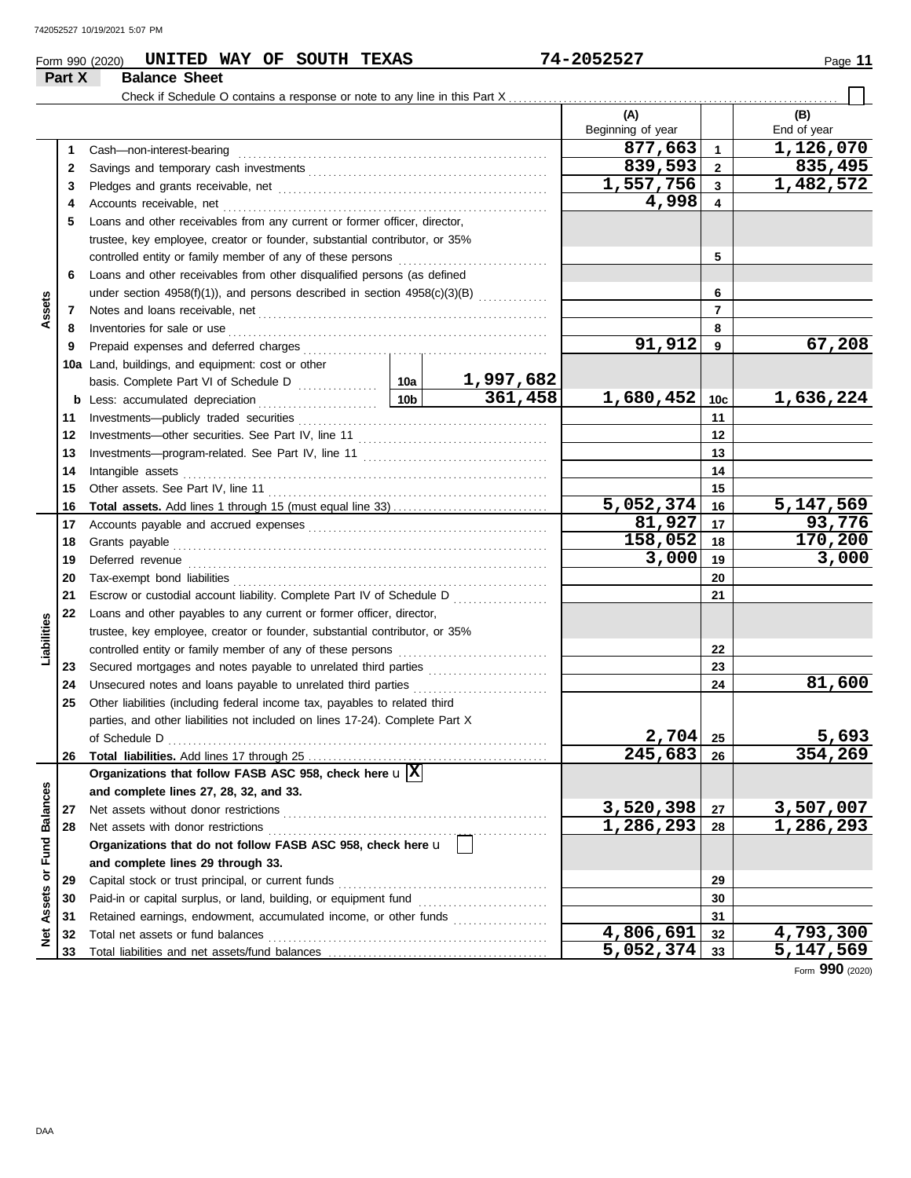Form 990 (2020) **UNITED WAY OF SOUTH TEXAS** 74-2052527

## Part X Balance Sheet

Check if Schedule O contains a response or note to any line in this Part X ☐

| | | | | (A) Beginning of year | | (B) End of year |
|---|---|---|---|---|---|---|
| **Assets** | 1 | Cash—non-interest-bearing | | 877,663 | 1 | 1,126,070 |
| | 2 | Savings and temporary cash investments | | 839,593 | 2 | 835,495 |
| | 3 | Pledges and grants receivable, net | | 1,557,756 | 3 | 1,482,572 |
| | 4 | Accounts receivable, net | | 4,998 | 4 | |
| | 5 | Loans and other receivables from any current or former officer, director, trustee, key employee, creator or founder, substantial contributor, or 35% controlled entity or family member of any of these persons | | | 5 | |
| | 6 | Loans and other receivables from other disqualified persons (as defined under section 4958(f)(1)), and persons described in section 4958(c)(3)(B) | | | 6 | |
| | 7 | Notes and loans receivable, net | | | 7 | |
| | 8 | Inventories for sale or use | | | 8 | |
| | 9 | Prepaid expenses and deferred charges | | 91,912 | 9 | 67,208 |
| | 10a | Land, buildings, and equipment: cost or other basis. Complete Part VI of Schedule D | 10a 1,997,682 | | | |
| | b | Less: accumulated depreciation | 10b 361,458 | 1,680,452 | 10c | 1,636,224 |
| | 11 | Investments—publicly traded securities | | | 11 | |
| | 12 | Investments—other securities. See Part IV, line 11 | | | 12 | |
| | 13 | Investments—program-related. See Part IV, line 11 | | | 13 | |
| | 14 | Intangible assets | | | 14 | |
| | 15 | Other assets. See Part IV, line 11 | | | 15 | |
| | 16 | **Total assets.** Add lines 1 through 15 (must equal line 33) | | 5,052,374 | 16 | 5,147,569 |
| **Liabilities** | 17 | Accounts payable and accrued expenses | | 81,927 | 17 | 93,776 |
| | 18 | Grants payable | | 158,052 | 18 | 170,200 |
| | 19 | Deferred revenue | | 3,000 | 19 | 3,000 |
| | 20 | Tax-exempt bond liabilities | | | 20 | |
| | 21 | Escrow or custodial account liability. Complete Part IV of Schedule D | | | 21 | |
| | 22 | Loans and other payables to any current or former officer, director, trustee, key employee, creator or founder, substantial contributor, or 35% controlled entity or family member of any of these persons | | | 22 | |
| | 23 | Secured mortgages and notes payable to unrelated third parties | | | 23 | |
| | 24 | Unsecured notes and loans payable to unrelated third parties | | | 24 | 81,600 |
| | 25 | Other liabilities (including federal income tax, payables to related third parties, and other liabilities not included on lines 17-24). Complete Part X of Schedule D | | 2,704 | 25 | 5,693 |
| | 26 | **Total liabilities.** Add lines 17 through 25 | | 245,683 | 26 | 354,269 |
| **Net Assets or Fund Balances** | | **Organizations that follow FASB ASC 958, check here** ☒ **and complete lines 27, 28, 32, and 33.** | | | | |
| | 27 | Net assets without donor restrictions | | 3,520,398 | 27 | 3,507,007 |
| | 28 | Net assets with donor restrictions | | 1,286,293 | 28 | 1,286,293 |
| | | **Organizations that do not follow FASB ASC 958, check here** ☐ **and complete lines 29 through 33.** | | | | |
| | 29 | Capital stock or trust principal, or current funds | | | 29 | |
| | 30 | Paid-in or capital surplus, or land, building, or equipment fund | | | 30 | |
| | 31 | Retained earnings, endowment, accumulated income, or other funds | | | 31 | |
| | 32 | Total net assets or fund balances | | 4,806,691 | 32 | 4,793,300 |
| | 33 | Total liabilities and net assets/fund balances | | 5,052,374 | 33 | 5,147,569 |

Form **990** (2020)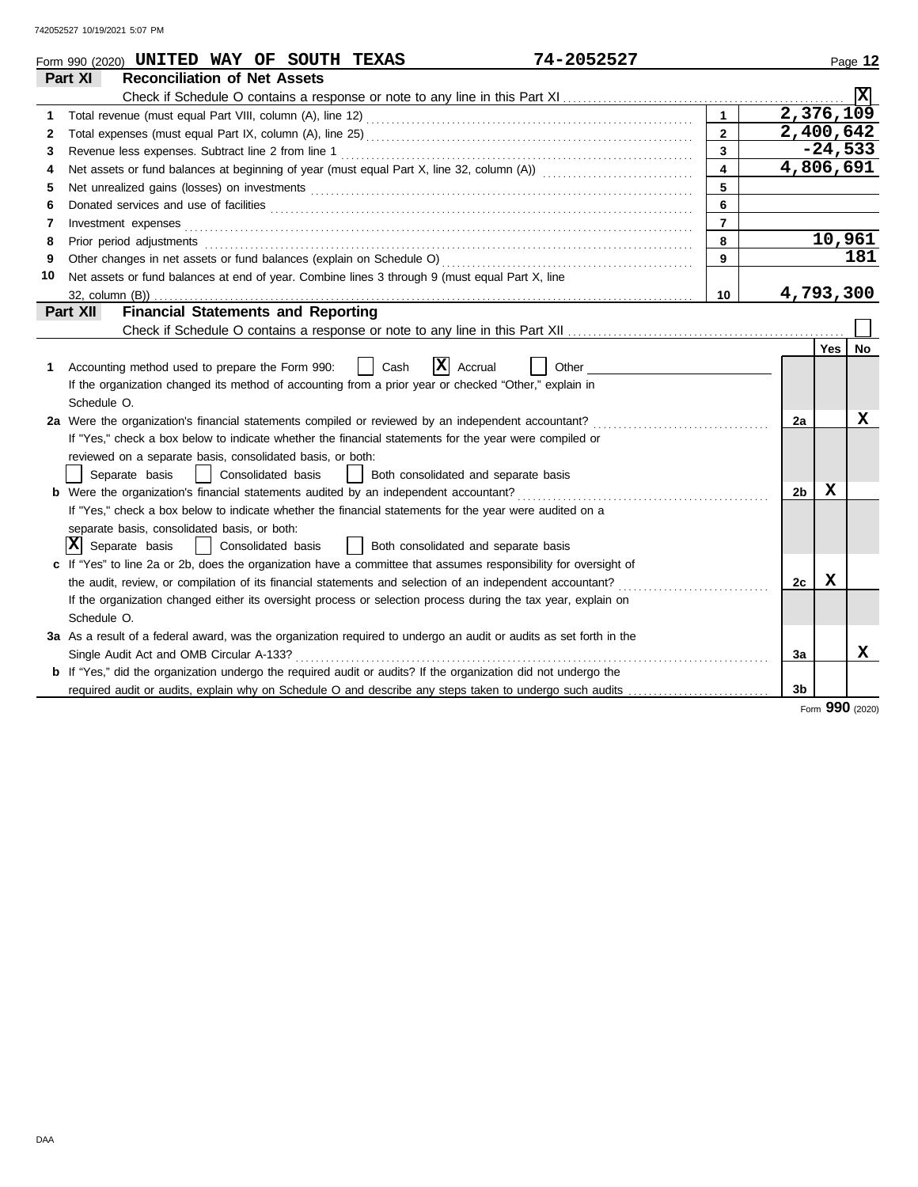742052527 10/19/2021 5:07 PM

Form 990 (2020) **UNITED WAY OF SOUTH TEXAS** **74-2052527** Page **12**

## Part XI Reconciliation of Net Assets

Check if Schedule O contains a response or note to any line in this Part XI .......... [X]

| | | | |
|---|---|---|---|
| 1 | Total revenue (must equal Part VIII, column (A), line 12) | 1 | 2,376,109 |
| 2 | Total expenses (must equal Part IX, column (A), line 25) | 2 | 2,400,642 |
| 3 | Revenue less expenses. Subtract line 2 from line 1 | 3 | -24,533 |
| 4 | Net assets or fund balances at beginning of year (must equal Part X, line 32, column (A)) | 4 | 4,806,691 |
| 5 | Net unrealized gains (losses) on investments | 5 | |
| 6 | Donated services and use of facilities | 6 | |
| 7 | Investment expenses | 7 | |
| 8 | Prior period adjustments | 8 | 10,961 |
| 9 | Other changes in net assets or fund balances (explain on Schedule O) | 9 | 181 |
| 10 | Net assets or fund balances at end of year. Combine lines 3 through 9 (must equal Part X, line 32, column (B)) | 10 | 4,793,300 |

## Part XII Financial Statements and Reporting

Check if Schedule O contains a response or note to any line in this Part XII .......... [ ]

| | | | Yes | No |
|---|---|---|---|---|
| 1 | Accounting method used to prepare the Form 990: [ ] Cash [X] Accrual [ ] Other ______<br>If the organization changed its method of accounting from a prior year or checked "Other," explain in Schedule O. | | | |
| 2a | Were the organization's financial statements compiled or reviewed by an independent accountant? | 2a | | X |
| | If "Yes," check a box below to indicate whether the financial statements for the year were compiled or reviewed on a separate basis, consolidated basis, or both:<br>[ ] Separate basis [ ] Consolidated basis [ ] Both consolidated and separate basis | | | |
| b | Were the organization's financial statements audited by an independent accountant? | 2b | X | |
| | If "Yes," check a box below to indicate whether the financial statements for the year were audited on a separate basis, consolidated basis, or both:<br>[X] Separate basis [ ] Consolidated basis [ ] Both consolidated and separate basis | | | |
| c | If "Yes" to line 2a or 2b, does the organization have a committee that assumes responsibility for oversight of the audit, review, or compilation of its financial statements and selection of an independent accountant? | 2c | X | |
| | If the organization changed either its oversight process or selection process during the tax year, explain on Schedule O. | | | |
| 3a | As a result of a federal award, was the organization required to undergo an audit or audits as set forth in the Single Audit Act and OMB Circular A-133? | 3a | | X |
| b | If "Yes," did the organization undergo the required audit or audits? If the organization did not undergo the required audit or audits, explain why on Schedule O and describe any steps taken to undergo such audits | 3b | | |

Form **990** (2020)

DAA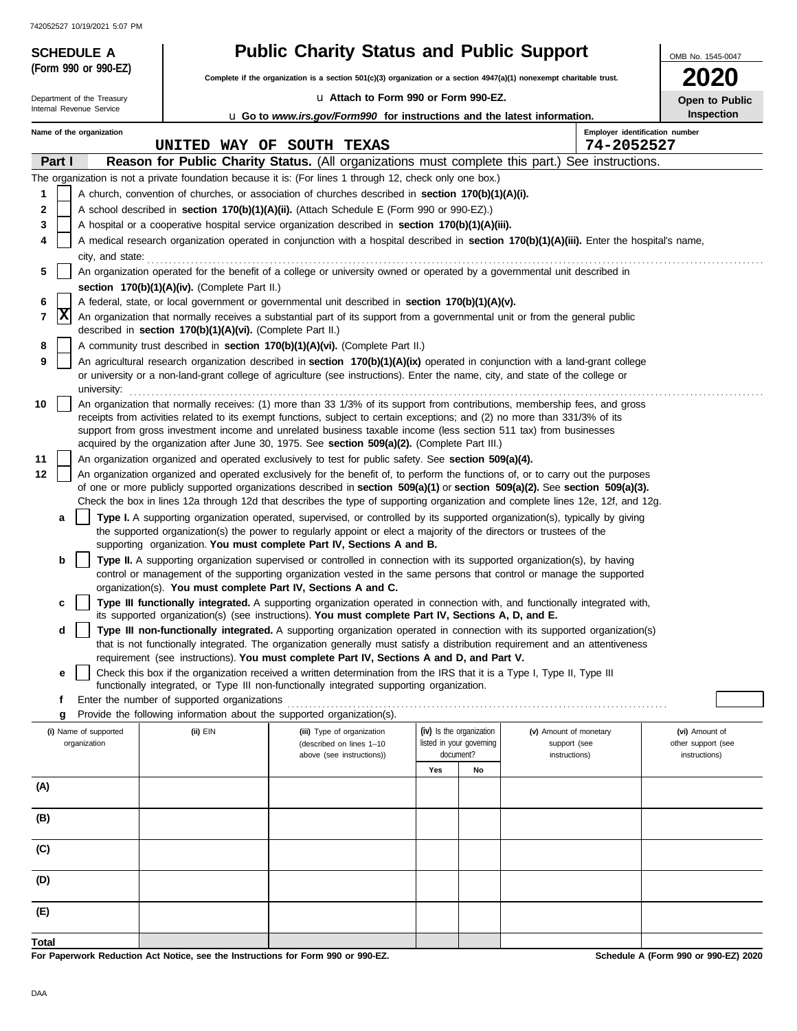# SCHEDULE A (Form 990 or 990-EZ)

## Public Charity Status and Public Support

**Complete if the organization is a section 501(c)(3) organization or a section 4947(a)(1) nonexempt charitable trust.**

u Attach to Form 990 or Form 990-EZ.

u Go to *www.irs.gov/Form990* for instructions and the latest information.

Department of the Treasury
Internal Revenue Service

OMB No. 1545-0047

**2020**

**Open to Public Inspection**

Name of the organization: UNITED WAY OF SOUTH TEXAS

Employer identification number: 74-2052527

**Part I** **Reason for Public Charity Status.** (All organizations must complete this part.) See instructions.

The organization is not a private foundation because it is: (For lines 1 through 12, check only one box.)

1. [ ] A church, convention of churches, or association of churches described in **section 170(b)(1)(A)(i).**
2. [ ] A school described in **section 170(b)(1)(A)(ii).** (Attach Schedule E (Form 990 or 990-EZ).)
3. [ ] A hospital or a cooperative hospital service organization described in **section 170(b)(1)(A)(iii).**
4. [ ] A medical research organization operated in conjunction with a hospital described in **section 170(b)(1)(A)(iii).** Enter the hospital's name, city, and state:
5. [ ] An organization operated for the benefit of a college or university owned or operated by a governmental unit described in **section 170(b)(1)(A)(iv).** (Complete Part II.)
6. [ ] A federal, state, or local government or governmental unit described in **section 170(b)(1)(A)(v).**
7. [X] An organization that normally receives a substantial part of its support from a governmental unit or from the general public described in **section 170(b)(1)(A)(vi).** (Complete Part II.)
8. [ ] A community trust described in **section 170(b)(1)(A)(vi).** (Complete Part II.)
9. [ ] An agricultural research organization described in **section 170(b)(1)(A)(ix)** operated in conjunction with a land-grant college or university or a non-land-grant college of agriculture (see instructions). Enter the name, city, and state of the college or university:
10. [ ] An organization that normally receives: (1) more than 33 1/3% of its support from contributions, membership fees, and gross receipts from activities related to its exempt functions, subject to certain exceptions; and (2) no more than 331/3% of its support from gross investment income and unrelated business taxable income (less section 511 tax) from businesses acquired by the organization after June 30, 1975. See **section 509(a)(2).** (Complete Part III.)
11. [ ] An organization organized and operated exclusively to test for public safety. See **section 509(a)(4).**
12. [ ] An organization organized and operated exclusively for the benefit of, to perform the functions of, or to carry out the purposes of one or more publicly supported organizations described in **section 509(a)(1)** or **section 509(a)(2).** See **section 509(a)(3).** Check the box in lines 12a through 12d that describes the type of supporting organization and complete lines 12e, 12f, and 12g.
   - **a** [ ] **Type I.** A supporting organization operated, supervised, or controlled by its supported organization(s), typically by giving the supported organization(s) the power to regularly appoint or elect a majority of the directors or trustees of the supporting organization. **You must complete Part IV, Sections A and B.**
   - **b** [ ] **Type II.** A supporting organization supervised or controlled in connection with its supported organization(s), by having control or management of the supporting organization vested in the same persons that control or manage the supported organization(s). **You must complete Part IV, Sections A and C.**
   - **c** [ ] **Type III functionally integrated.** A supporting organization operated in connection with, and functionally integrated with, its supported organization(s) (see instructions). **You must complete Part IV, Sections A, D, and E.**
   - **d** [ ] **Type III non-functionally integrated.** A supporting organization operated in connection with its supported organization(s) that is not functionally integrated. The organization generally must satisfy a distribution requirement and an attentiveness requirement (see instructions). **You must complete Part IV, Sections A and D, and Part V.**
   - **e** [ ] Check this box if the organization received a written determination from the IRS that it is a Type I, Type II, Type III functionally integrated, or Type III non-functionally integrated supporting organization.
   - **f** Enter the number of supported organizations
   - **g** Provide the following information about the supported organization(s).

| (i) Name of supported organization | (ii) EIN | (iii) Type of organization (described on lines 1–10 above (see instructions)) | (iv) Is the organization listed in your governing document? Yes | No | (v) Amount of monetary support (see instructions) | (vi) Amount of other support (see instructions) |
|---|---|---|---|---|---|---|
| (A) | | | | | | |
| (B) | | | | | | |
| (C) | | | | | | |
| (D) | | | | | | |
| (E) | | | | | | |
| **Total** | | | | | | |

**For Paperwork Reduction Act Notice, see the Instructions for Form 990 or 990-EZ.**

**Schedule A (Form 990 or 990-EZ) 2020**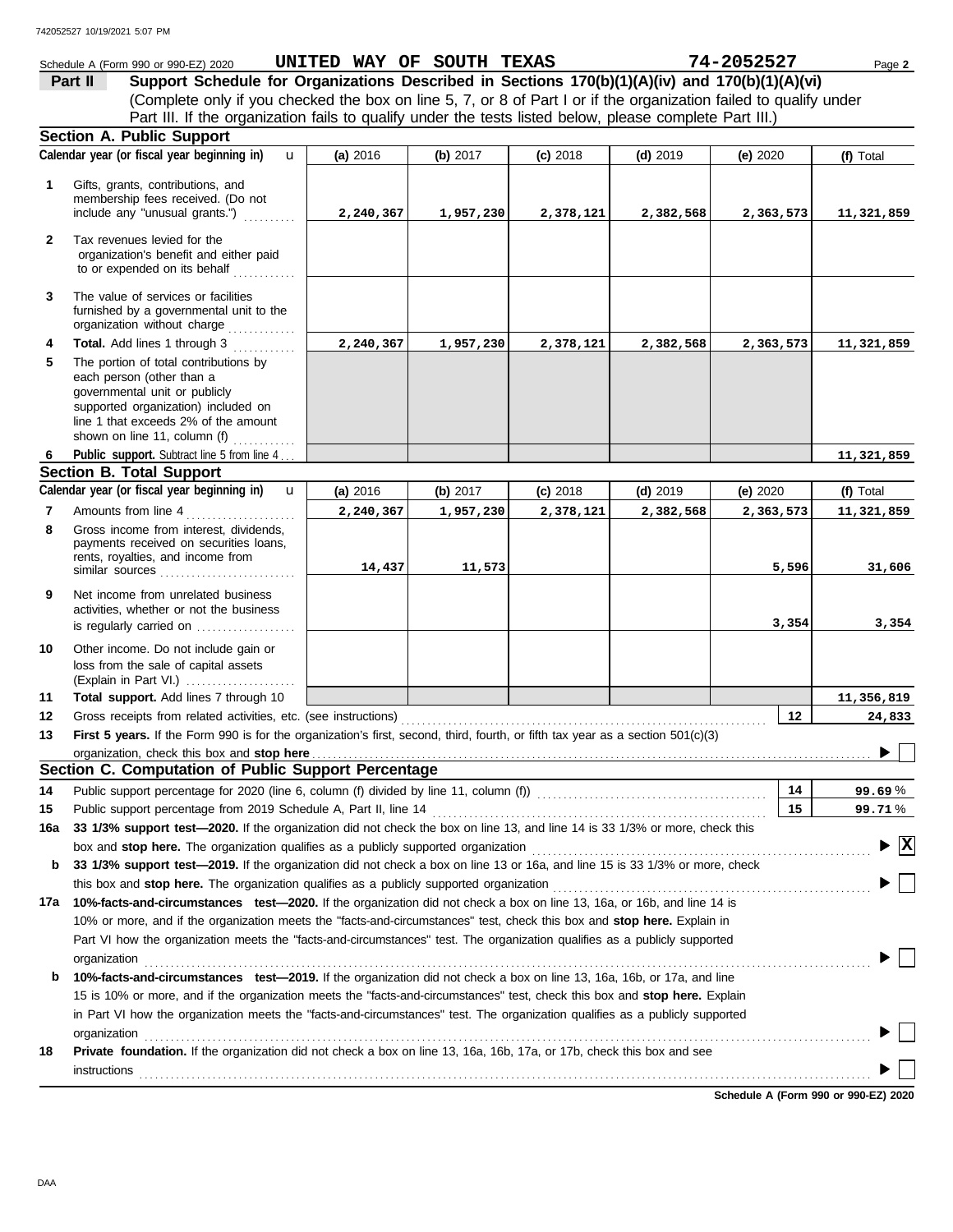Schedule A (Form 990 or 990-EZ) 2020 **UNITED WAY OF SOUTH TEXAS** **74-2052527**

**Part II** **Support Schedule for Organizations Described in Sections 170(b)(1)(A)(iv) and 170(b)(1)(A)(vi)**
(Complete only if you checked the box on line 5, 7, or 8 of Part I or if the organization failed to qualify under Part III. If the organization fails to qualify under the tests listed below, please complete Part III.)

**Section A. Public Support**

| Calendar year (or fiscal year beginning in) | (a) 2016 | (b) 2017 | (c) 2018 | (d) 2019 | (e) 2020 | (f) Total |
|---|---|---|---|---|---|---|
| **1** Gifts, grants, contributions, and membership fees received. (Do not include any "unusual grants.") | 2,240,367 | 1,957,230 | 2,378,121 | 2,382,568 | 2,363,573 | 11,321,859 |
| **2** Tax revenues levied for the organization's benefit and either paid to or expended on its behalf | | | | | | |
| **3** The value of services or facilities furnished by a governmental unit to the organization without charge | | | | | | |
| **4** **Total.** Add lines 1 through 3 | 2,240,367 | 1,957,230 | 2,378,121 | 2,382,568 | 2,363,573 | 11,321,859 |
| **5** The portion of total contributions by each person (other than a governmental unit or publicly supported organization) included on line 1 that exceeds 2% of the amount shown on line 11, column (f) | | | | | | |
| **6** **Public support.** Subtract line 5 from line 4 | | | | | | 11,321,859 |

**Section B. Total Support**

| Calendar year (or fiscal year beginning in) | (a) 2016 | (b) 2017 | (c) 2018 | (d) 2019 | (e) 2020 | (f) Total |
|---|---|---|---|---|---|---|
| **7** Amounts from line 4 | 2,240,367 | 1,957,230 | 2,378,121 | 2,382,568 | 2,363,573 | 11,321,859 |
| **8** Gross income from interest, dividends, payments received on securities loans, rents, royalties, and income from similar sources | 14,437 | 11,573 | | | 5,596 | 31,606 |
| **9** Net income from unrelated business activities, whether or not the business is regularly carried on | | | | | 3,354 | 3,354 |
| **10** Other income. Do not include gain or loss from the sale of capital assets (Explain in Part VI.) | | | | | | |
| **11** **Total support.** Add lines 7 through 10 | | | | | | 11,356,819 |

**12** Gross receipts from related activities, etc. (see instructions) — **12** — 24,833

**13** **First 5 years.** If the Form 990 is for the organization's first, second, third, fourth, or fifth tax year as a section 501(c)(3) organization, check this box and **stop here** ☐

**Section C. Computation of Public Support Percentage**

**14** Public support percentage for 2020 (line 6, column (f) divided by line 11, column (f)) — **14** — 99.69 %

**15** Public support percentage from 2019 Schedule A, Part II, line 14 — **15** — 99.71 %

**16a** **33 1/3% support test—2020.** If the organization did not check the box on line 13, and line 14 is 33 1/3% or more, check this box and **stop here.** The organization qualifies as a publicly supported organization ☒

**b** **33 1/3% support test—2019.** If the organization did not check a box on line 13 or 16a, and line 15 is 33 1/3% or more, check this box and **stop here.** The organization qualifies as a publicly supported organization ☐

**17a** **10%-facts-and-circumstances test—2020.** If the organization did not check a box on line 13, 16a, or 16b, and line 14 is 10% or more, and if the organization meets the "facts-and-circumstances" test, check this box and **stop here.** Explain in Part VI how the organization meets the "facts-and-circumstances" test. The organization qualifies as a publicly supported organization ☐

**b** **10%-facts-and-circumstances test—2019.** If the organization did not check a box on line 13, 16a, 16b, or 17a, and line 15 is 10% or more, and if the organization meets the "facts-and-circumstances" test, check this box and **stop here.** Explain in Part VI how the organization meets the "facts-and-circumstances" test. The organization qualifies as a publicly supported organization ☐

**18** **Private foundation.** If the organization did not check a box on line 13, 16a, 16b, 17a, or 17b, check this box and see instructions ☐

**Schedule A (Form 990 or 990-EZ) 2020**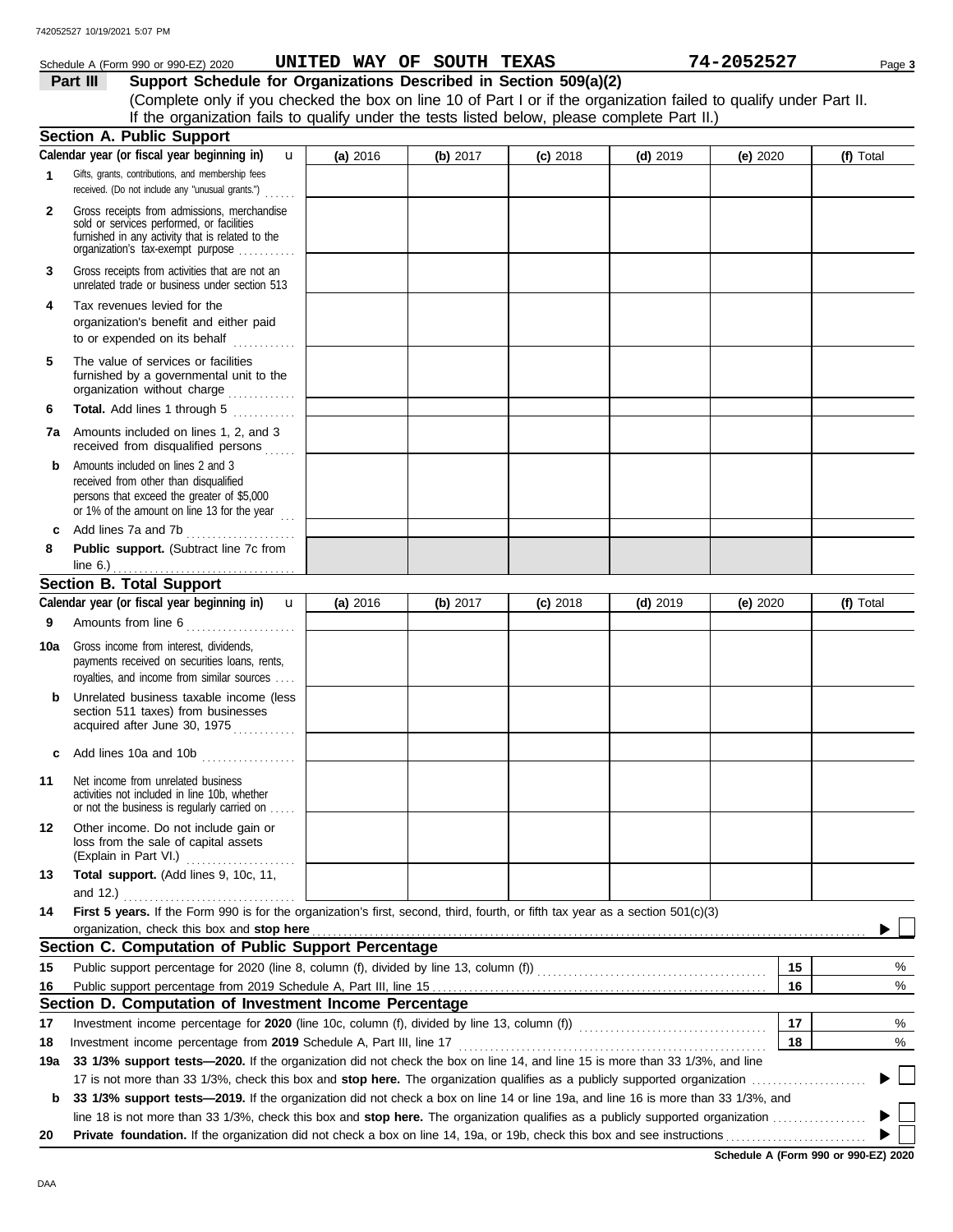Schedule A (Form 990 or 990-EZ) 2020 **UNITED WAY OF SOUTH TEXAS** **74-2052527**

## Part III Support Schedule for Organizations Described in Section 509(a)(2)

(Complete only if you checked the box on line 10 of Part I or if the organization failed to qualify under Part II. If the organization fails to qualify under the tests listed below, please complete Part II.)

### Section A. Public Support

| Calendar year (or fiscal year beginning in) | (a) 2016 | (b) 2017 | (c) 2018 | (d) 2019 | (e) 2020 | (f) Total |
|---|---|---|---|---|---|---|
| 1 Gifts, grants, contributions, and membership fees received. (Do not include any "unusual grants.") | | | | | | |
| 2 Gross receipts from admissions, merchandise sold or services performed, or facilities furnished in any activity that is related to the organization's tax-exempt purpose | | | | | | |
| 3 Gross receipts from activities that are not an unrelated trade or business under section 513 | | | | | | |
| 4 Tax revenues levied for the organization's benefit and either paid to or expended on its behalf | | | | | | |
| 5 The value of services or facilities furnished by a governmental unit to the organization without charge | | | | | | |
| 6 **Total.** Add lines 1 through 5 | | | | | | |
| 7a Amounts included on lines 1, 2, and 3 received from disqualified persons | | | | | | |
| b Amounts included on lines 2 and 3 received from other than disqualified persons that exceed the greater of $5,000 or 1% of the amount on line 13 for the year | | | | | | |
| c Add lines 7a and 7b | | | | | | |
| 8 **Public support.** (Subtract line 7c from line 6.) | | | | | | |

### Section B. Total Support

| Calendar year (or fiscal year beginning in) | (a) 2016 | (b) 2017 | (c) 2018 | (d) 2019 | (e) 2020 | (f) Total |
|---|---|---|---|---|---|---|
| 9 Amounts from line 6 | | | | | | |
| 10a Gross income from interest, dividends, payments received on securities loans, rents, royalties, and income from similar sources | | | | | | |
| b Unrelated business taxable income (less section 511 taxes) from businesses acquired after June 30, 1975 | | | | | | |
| c Add lines 10a and 10b | | | | | | |
| 11 Net income from unrelated business activities not included in line 10b, whether or not the business is regularly carried on | | | | | | |
| 12 Other income. Do not include gain or loss from the sale of capital assets (Explain in Part VI.) | | | | | | |
| 13 **Total support.** (Add lines 9, 10c, 11, and 12.) | | | | | | |

**14** **First 5 years.** If the Form 990 is for the organization's first, second, third, fourth, or fifth tax year as a section 501(c)(3) organization, check this box and **stop here** ☐

### Section C. Computation of Public Support Percentage

| | | | |
|---|---|---|---|
| 15 | Public support percentage for 2020 (line 8, column (f), divided by line 13, column (f)) | 15 | % |
| 16 | Public support percentage from 2019 Schedule A, Part III, line 15 | 16 | % |

### Section D. Computation of Investment Income Percentage

| | | | |
|---|---|---|---|
| 17 | Investment income percentage for **2020** (line 10c, column (f), divided by line 13, column (f)) | 17 | % |
| 18 | Investment income percentage from **2019** Schedule A, Part III, line 17 | 18 | % |

**19a** **33 1/3% support tests—2020.** If the organization did not check the box on line 14, and line 15 is more than 33 1/3%, and line 17 is not more than 33 1/3%, check this box and **stop here.** The organization qualifies as a publicly supported organization ☐

**b** **33 1/3% support tests—2019.** If the organization did not check a box on line 14 or line 19a, and line 16 is more than 33 1/3%, and line 18 is not more than 33 1/3%, check this box and **stop here.** The organization qualifies as a publicly supported organization ☐

**20** **Private foundation.** If the organization did not check a box on line 14, 19a, or 19b, check this box and see instructions ☐

**Schedule A (Form 990 or 990-EZ) 2020**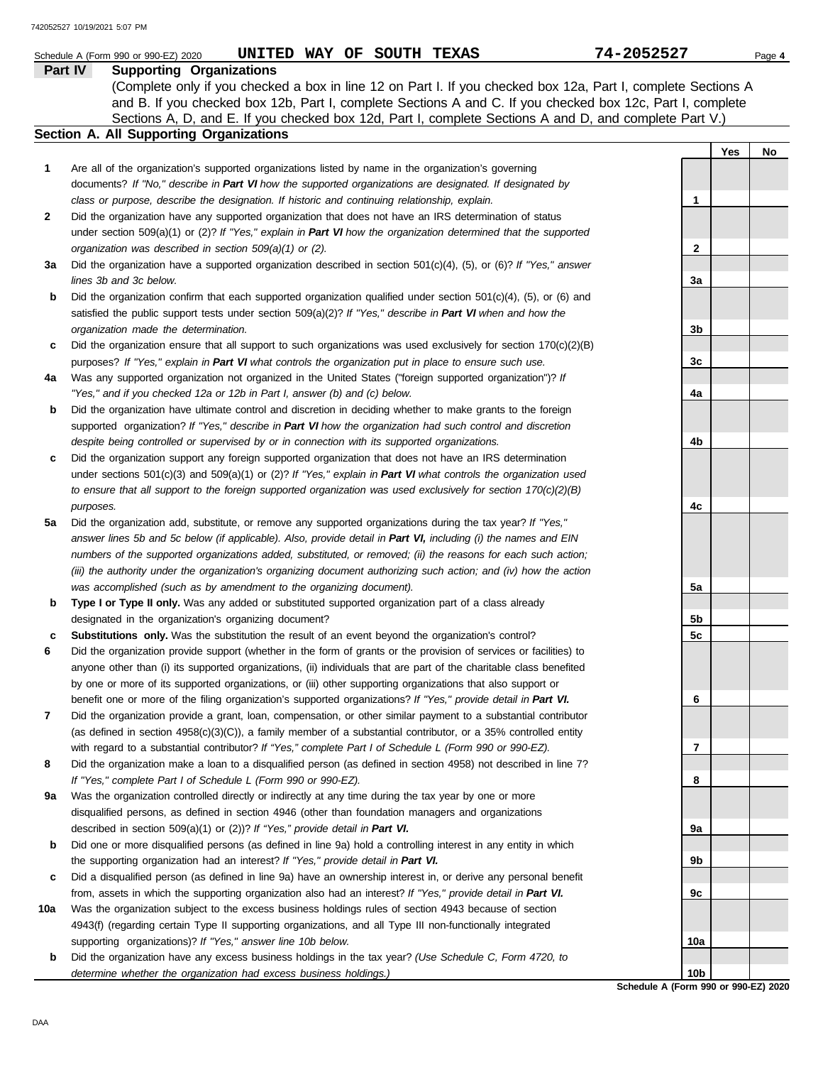Schedule A (Form 990 or 990-EZ) 2020 **UNITED WAY OF SOUTH TEXAS** **74-2052527**

## Part IV Supporting Organizations

(Complete only if you checked a box in line 12 on Part I. If you checked box 12a, Part I, complete Sections A and B. If you checked box 12b, Part I, complete Sections A and C. If you checked box 12c, Part I, complete Sections A, D, and E. If you checked box 12d, Part I, complete Sections A and D, and complete Part V.)

### Section A. All Supporting Organizations

| | | | Yes | No |
|---|---|---|---|---|
| **1** | Are all of the organization's supported organizations listed by name in the organization's governing documents? *If "No," describe in **Part VI** how the supported organizations are designated. If designated by class or purpose, describe the designation. If historic and continuing relationship, explain.* | 1 | | |
| **2** | Did the organization have any supported organization that does not have an IRS determination of status under section 509(a)(1) or (2)? *If "Yes," explain in **Part VI** how the organization determined that the supported organization was described in section 509(a)(1) or (2).* | 2 | | |
| **3a** | Did the organization have a supported organization described in section 501(c)(4), (5), or (6)? *If "Yes," answer lines 3b and 3c below.* | 3a | | |
| **b** | Did the organization confirm that each supported organization qualified under section 501(c)(4), (5), or (6) and satisfied the public support tests under section 509(a)(2)? *If "Yes," describe in **Part VI** when and how the organization made the determination.* | 3b | | |
| **c** | Did the organization ensure that all support to such organizations was used exclusively for section 170(c)(2)(B) purposes? *If "Yes," explain in **Part VI** what controls the organization put in place to ensure such use.* | 3c | | |
| **4a** | Was any supported organization not organized in the United States ("foreign supported organization")? *If "Yes," and if you checked 12a or 12b in Part I, answer (b) and (c) below.* | 4a | | |
| **b** | Did the organization have ultimate control and discretion in deciding whether to make grants to the foreign supported organization? *If "Yes," describe in **Part VI** how the organization had such control and discretion despite being controlled or supervised by or in connection with its supported organizations.* | 4b | | |
| **c** | Did the organization support any foreign supported organization that does not have an IRS determination under sections 501(c)(3) and 509(a)(1) or (2)? *If "Yes," explain in **Part VI** what controls the organization used to ensure that all support to the foreign supported organization was used exclusively for section 170(c)(2)(B) purposes.* | 4c | | |
| **5a** | Did the organization add, substitute, or remove any supported organizations during the tax year? *If "Yes," answer lines 5b and 5c below (if applicable). Also, provide detail in **Part VI,** including (i) the names and EIN numbers of the supported organizations added, substituted, or removed; (ii) the reasons for each such action; (iii) the authority under the organization's organizing document authorizing such action; and (iv) how the action was accomplished (such as by amendment to the organizing document).* | 5a | | |
| **b** | **Type I or Type II only.** Was any added or substituted supported organization part of a class already designated in the organization's organizing document? | 5b | | |
| **c** | **Substitutions only.** Was the substitution the result of an event beyond the organization's control? | 5c | | |
| **6** | Did the organization provide support (whether in the form of grants or the provision of services or facilities) to anyone other than (i) its supported organizations, (ii) individuals that are part of the charitable class benefited by one or more of its supported organizations, or (iii) other supporting organizations that also support or benefit one or more of the filing organization's supported organizations? *If "Yes," provide detail in **Part VI.*** | 6 | | |
| **7** | Did the organization provide a grant, loan, compensation, or other similar payment to a substantial contributor (as defined in section 4958(c)(3)(C)), a family member of a substantial contributor, or a 35% controlled entity with regard to a substantial contributor? *If "Yes," complete Part I of Schedule L (Form 990 or 990-EZ).* | 7 | | |
| **8** | Did the organization make a loan to a disqualified person (as defined in section 4958) not described in line 7? *If "Yes," complete Part I of Schedule L (Form 990 or 990-EZ).* | 8 | | |
| **9a** | Was the organization controlled directly or indirectly at any time during the tax year by one or more disqualified persons, as defined in section 4946 (other than foundation managers and organizations described in section 509(a)(1) or (2))? *If "Yes," provide detail in **Part VI.*** | 9a | | |
| **b** | Did one or more disqualified persons (as defined in line 9a) hold a controlling interest in any entity in which the supporting organization had an interest? *If "Yes," provide detail in **Part VI.*** | 9b | | |
| **c** | Did a disqualified person (as defined in line 9a) have an ownership interest in, or derive any personal benefit from, assets in which the supporting organization also had an interest? *If "Yes," provide detail in **Part VI.*** | 9c | | |
| **10a** | Was the organization subject to the excess business holdings rules of section 4943 because of section 4943(f) (regarding certain Type II supporting organizations, and all Type III non-functionally integrated supporting organizations)? *If "Yes," answer line 10b below.* | 10a | | |
| **b** | Did the organization have any excess business holdings in the tax year? *(Use Schedule C, Form 4720, to determine whether the organization had excess business holdings.)* | 10b | | |

**Schedule A (Form 990 or 990-EZ) 2020**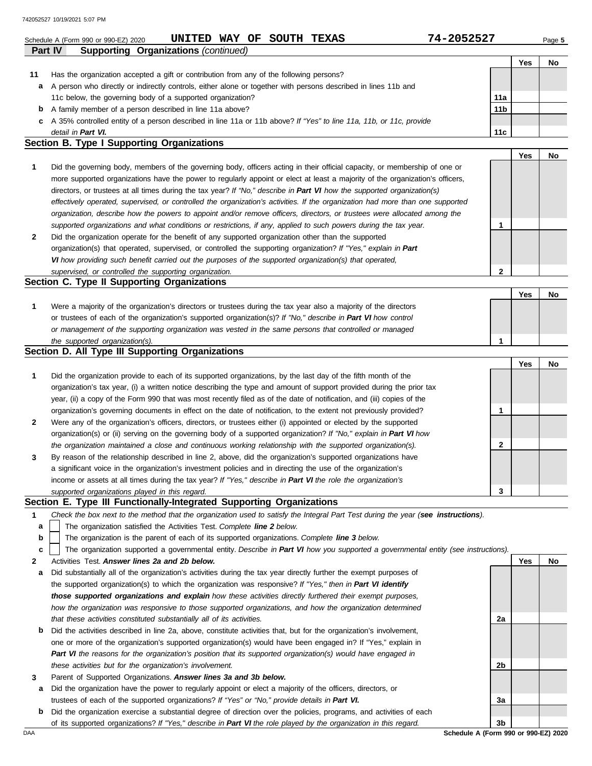Schedule A (Form 990 or 990-EZ) 2020 **UNITED WAY OF SOUTH TEXAS** **74-2052527**

## Part IV Supporting Organizations *(continued)*

| | | | Yes | No |
|---|---|---|---|---|
| **11** | Has the organization accepted a gift or contribution from any of the following persons? | | | |
| **a** | A person who directly or indirectly controls, either alone or together with persons described in lines 11b and 11c below, the governing body of a supported organization? | 11a | | |
| **b** | A family member of a person described in line 11a above? | 11b | | |
| **c** | A 35% controlled entity of a person described in line 11a or 11b above? *If "Yes" to line 11a, 11b, or 11c, provide detail in **Part VI.*** | 11c | | |

### Section B. Type I Supporting Organizations

| | | | Yes | No |
|---|---|---|---|---|
| **1** | Did the governing body, members of the governing body, officers acting in their official capacity, or membership of one or more supported organizations have the power to regularly appoint or elect at least a majority of the organization's officers, directors, or trustees at all times during the tax year? *If "No," describe in **Part VI** how the supported organization(s) effectively operated, supervised, or controlled the organization's activities. If the organization had more than one supported organization, describe how the powers to appoint and/or remove officers, directors, or trustees were allocated among the supported organizations and what conditions or restrictions, if any, applied to such powers during the tax year.* | 1 | | |
| **2** | Did the organization operate for the benefit of any supported organization other than the supported organization(s) that operated, supervised, or controlled the supporting organization? *If "Yes," explain in **Part VI** how providing such benefit carried out the purposes of the supported organization(s) that operated, supervised, or controlled the supporting organization.* | 2 | | |

### Section C. Type II Supporting Organizations

| | | | Yes | No |
|---|---|---|---|---|
| **1** | Were a majority of the organization's directors or trustees during the tax year also a majority of the directors or trustees of each of the organization's supported organization(s)? *If "No," describe in **Part VI** how control or management of the supporting organization was vested in the same persons that controlled or managed the supported organization(s).* | 1 | | |

### Section D. All Type III Supporting Organizations

| | | | Yes | No |
|---|---|---|---|---|
| **1** | Did the organization provide to each of its supported organizations, by the last day of the fifth month of the organization's tax year, (i) a written notice describing the type and amount of support provided during the prior tax year, (ii) a copy of the Form 990 that was most recently filed as of the date of notification, and (iii) copies of the organization's governing documents in effect on the date of notification, to the extent not previously provided? | 1 | | |
| **2** | Were any of the organization's officers, directors, or trustees either (i) appointed or elected by the supported organization(s) or (ii) serving on the governing body of a supported organization? *If "No," explain in **Part VI** how the organization maintained a close and continuous working relationship with the supported organization(s).* | 2 | | |
| **3** | By reason of the relationship described in line 2, above, did the organization's supported organizations have a significant voice in the organization's investment policies and in directing the use of the organization's income or assets at all times during the tax year? *If "Yes," describe in **Part VI** the role the organization's supported organizations played in this regard.* | 3 | | |

### Section E. Type III Functionally-Integrated Supporting Organizations

**1** *Check the box next to the method that the organization used to satisfy the Integral Part Test during the year (**see instructions**).*

- **a** ☐ The organization satisfied the Activities Test. *Complete **line 2** below.*
- **b** ☐ The organization is the parent of each of its supported organizations. *Complete **line 3** below.*
- **c** ☐ The organization supported a governmental entity. *Describe in **Part VI** how you supported a governmental entity (see instructions).*

| | | | Yes | No |
|---|---|---|---|---|
| **2** | Activities Test. ***Answer lines 2a and 2b below.*** | | | |
| **a** | Did substantially all of the organization's activities during the tax year directly further the exempt purposes of the supported organization(s) to which the organization was responsive? *If "Yes," then in **Part VI identify those supported organizations and explain** how these activities directly furthered their exempt purposes, how the organization was responsive to those supported organizations, and how the organization determined that these activities constituted substantially all of its activities.* | 2a | | |
| **b** | Did the activities described in line 2a, above, constitute activities that, but for the organization's involvement, one or more of the organization's supported organization(s) would have been engaged in? If "Yes," explain in ***Part VI** the reasons for the organization's position that its supported organization(s) would have engaged in these activities but for the organization's involvement.* | 2b | | |
| **3** | Parent of Supported Organizations. ***Answer lines 3a and 3b below.*** | | | |
| **a** | Did the organization have the power to regularly appoint or elect a majority of the officers, directors, or trustees of each of the supported organizations? *If "Yes" or "No," provide details in **Part VI.*** | 3a | | |
| **b** | Did the organization exercise a substantial degree of direction over the policies, programs, and activities of each of its supported organizations? *If "Yes," describe in **Part VI** the role played by the organization in this regard.* | 3b | | |

**Schedule A (Form 990 or 990-EZ) 2020**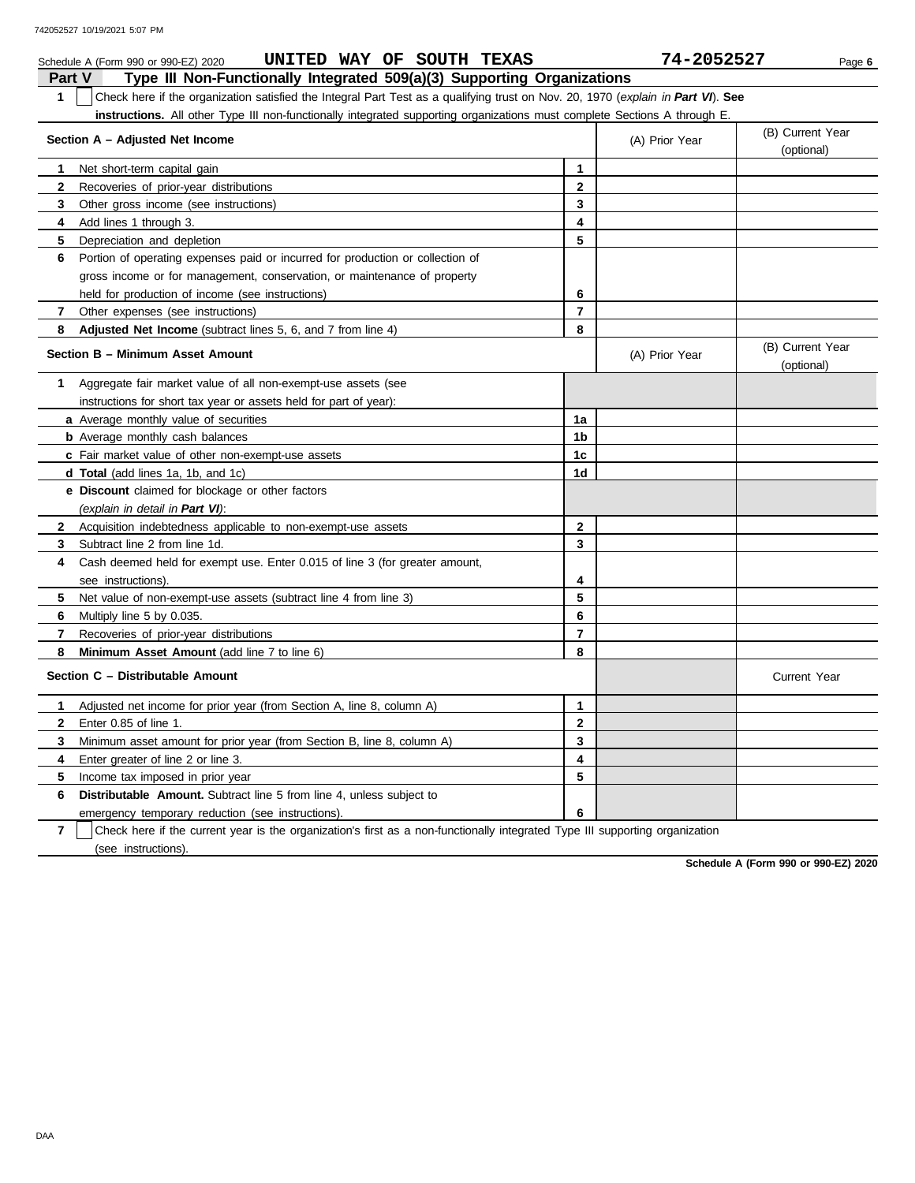Schedule A (Form 990 or 990-EZ) 2020 **UNITED WAY OF SOUTH TEXAS** **74-2052527**

## Part V Type III Non-Functionally Integrated 509(a)(3) Supporting Organizations

**1** ☐ Check here if the organization satisfied the Integral Part Test as a qualifying trust on Nov. 20, 1970 (*explain in **Part VI***). **See instructions.** All other Type III non-functionally integrated supporting organizations must complete Sections A through E.

| **Section A – Adjusted Net Income** | | (A) Prior Year | (B) Current Year (optional) |
|---|---|---|---|
| **1** Net short-term capital gain | 1 | | |
| **2** Recoveries of prior-year distributions | 2 | | |
| **3** Other gross income (see instructions) | 3 | | |
| **4** Add lines 1 through 3. | 4 | | |
| **5** Depreciation and depletion | 5 | | |
| **6** Portion of operating expenses paid or incurred for production or collection of gross income or for management, conservation, or maintenance of property held for production of income (see instructions) | 6 | | |
| **7** Other expenses (see instructions) | 7 | | |
| **8** **Adjusted Net Income** (subtract lines 5, 6, and 7 from line 4) | 8 | | |

| **Section B – Minimum Asset Amount** | | (A) Prior Year | (B) Current Year (optional) |
|---|---|---|---|
| **1** Aggregate fair market value of all non-exempt-use assets (see instructions for short tax year or assets held for part of year): | | | |
| **a** Average monthly value of securities | 1a | | |
| **b** Average monthly cash balances | 1b | | |
| **c** Fair market value of other non-exempt-use assets | 1c | | |
| **d** **Total** (add lines 1a, 1b, and 1c) | 1d | | |
| **e** **Discount** claimed for blockage or other factors (*explain in detail in **Part VI***): | | | |
| **2** Acquisition indebtedness applicable to non-exempt-use assets | 2 | | |
| **3** Subtract line 2 from line 1d. | 3 | | |
| **4** Cash deemed held for exempt use. Enter 0.015 of line 3 (for greater amount, see instructions). | 4 | | |
| **5** Net value of non-exempt-use assets (subtract line 4 from line 3) | 5 | | |
| **6** Multiply line 5 by 0.035. | 6 | | |
| **7** Recoveries of prior-year distributions | 7 | | |
| **8** **Minimum Asset Amount** (add line 7 to line 6) | 8 | | |

| **Section C – Distributable Amount** | | | Current Year |
|---|---|---|---|
| **1** Adjusted net income for prior year (from Section A, line 8, column A) | 1 | | |
| **2** Enter 0.85 of line 1. | 2 | | |
| **3** Minimum asset amount for prior year (from Section B, line 8, column A) | 3 | | |
| **4** Enter greater of line 2 or line 3. | 4 | | |
| **5** Income tax imposed in prior year | 5 | | |
| **6** **Distributable Amount.** Subtract line 5 from line 4, unless subject to emergency temporary reduction (see instructions). | 6 | | |

**7** ☐ Check here if the current year is the organization's first as a non-functionally integrated Type III supporting organization (see instructions).

**Schedule A (Form 990 or 990-EZ) 2020**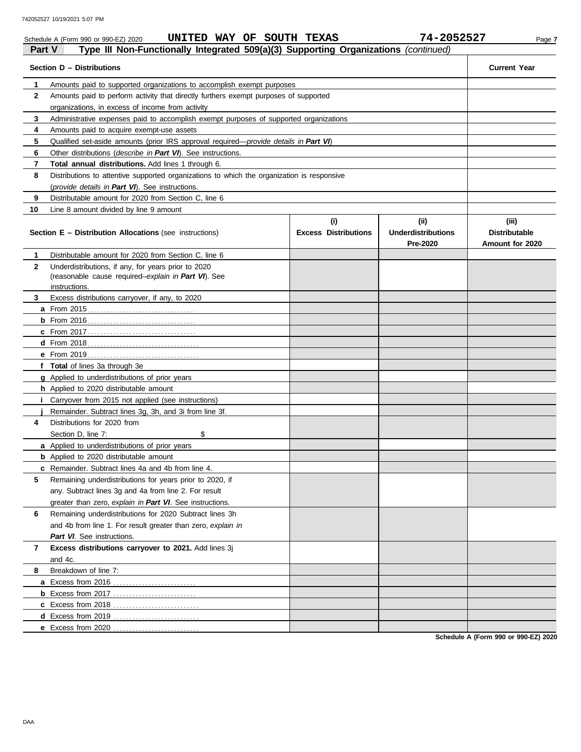742052527 10/19/2021 5:07 PM

Schedule A (Form 990 or 990-EZ) 2020 **UNITED WAY OF SOUTH TEXAS** **74-2052527**

## Part V — Type III Non-Functionally Integrated 509(a)(3) Supporting Organizations *(continued)*

| Section D – Distributions | | Current Year |
|---|---|---|
| 1 | Amounts paid to supported organizations to accomplish exempt purposes | |
| 2 | Amounts paid to perform activity that directly furthers exempt purposes of supported organizations, in excess of income from activity | |
| 3 | Administrative expenses paid to accomplish exempt purposes of supported organizations | |
| 4 | Amounts paid to acquire exempt-use assets | |
| 5 | Qualified set-aside amounts (prior IRS approval required—*provide details in* ***Part VI***) | |
| 6 | Other distributions (*describe in* ***Part VI***). See instructions. | |
| 7 | **Total annual distributions.** Add lines 1 through 6. | |
| 8 | Distributions to attentive supported organizations to which the organization is responsive (*provide details in* ***Part VI***). See instructions. | |
| 9 | Distributable amount for 2020 from Section C, line 6 | |
| 10 | Line 8 amount divided by line 9 amount | |

| Section E – Distribution Allocations (see instructions) | (i) Excess Distributions | (ii) Underdistributions Pre-2020 | (iii) Distributable Amount for 2020 |
|---|---|---|---|
| **1** Distributable amount for 2020 from Section C, line 6 | | | |
| **2** Underdistributions, if any, for years prior to 2020 (reasonable cause required–*explain in* ***Part VI***). See instructions. | | | |
| **3** Excess distributions carryover, if any, to 2020 | | | |
| **a** From 2015 | | | |
| **b** From 2016 | | | |
| **c** From 2017 | | | |
| **d** From 2018 | | | |
| **e** From 2019 | | | |
| **f** **Total** of lines 3a through 3e | | | |
| **g** Applied to underdistributions of prior years | | | |
| **h** Applied to 2020 distributable amount | | | |
| **i** Carryover from 2015 not applied (see instructions) | | | |
| **j** Remainder. Subtract lines 3g, 3h, and 3i from line 3f. | | | |
| **4** Distributions for 2020 from Section D, line 7: $ | | | |
| **a** Applied to underdistributions of prior years | | | |
| **b** Applied to 2020 distributable amount | | | |
| **c** Remainder. Subtract lines 4a and 4b from line 4. | | | |
| **5** Remaining underdistributions for years prior to 2020, if any. Subtract lines 3g and 4a from line 2. For result greater than zero, *explain in* ***Part VI***. See instructions. | | | |
| **6** Remaining underdistributions for 2020 Subtract lines 3h and 4b from line 1. For result greater than zero, *explain in* ***Part VI***. See instructions. | | | |
| **7** **Excess distributions carryover to 2021.** Add lines 3j and 4c. | | | |
| **8** Breakdown of line 7: | | | |
| **a** Excess from 2016 | | | |
| **b** Excess from 2017 | | | |
| **c** Excess from 2018 | | | |
| **d** Excess from 2019 | | | |
| **e** Excess from 2020 | | | |

**Schedule A (Form 990 or 990-EZ) 2020**

DAA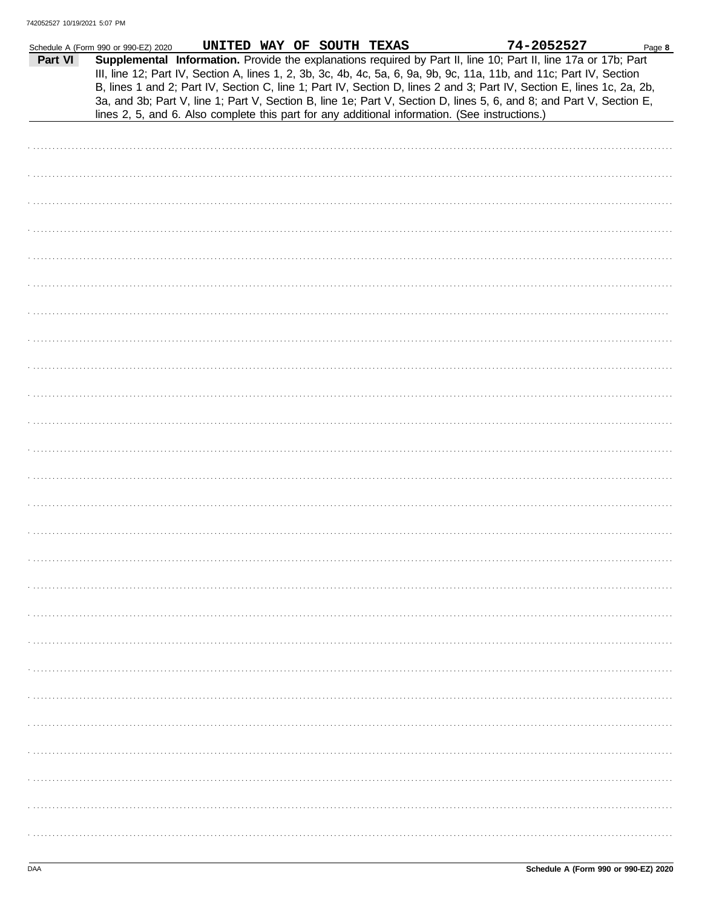Schedule A (Form 990 or 990-EZ) 2020 UNITED WAY OF SOUTH TEXAS 74-2052527

**Part VI** **Supplemental Information.** Provide the explanations required by Part II, line 10; Part II, line 17a or 17b; Part III, line 12; Part IV, Section A, lines 1, 2, 3b, 3c, 4b, 4c, 5a, 6, 9a, 9b, 9c, 11a, 11b, and 11c; Part IV, Section B, lines 1 and 2; Part IV, Section C, line 1; Part IV, Section D, lines 2 and 3; Part IV, Section E, lines 1c, 2a, 2b, 3a, and 3b; Part V, line 1; Part V, Section B, line 1e; Part V, Section D, lines 5, 6, and 8; and Part V, Section E, lines 2, 5, and 6. Also complete this part for any additional information. (See instructions.)

Schedule A (Form 990 or 990-EZ) 2020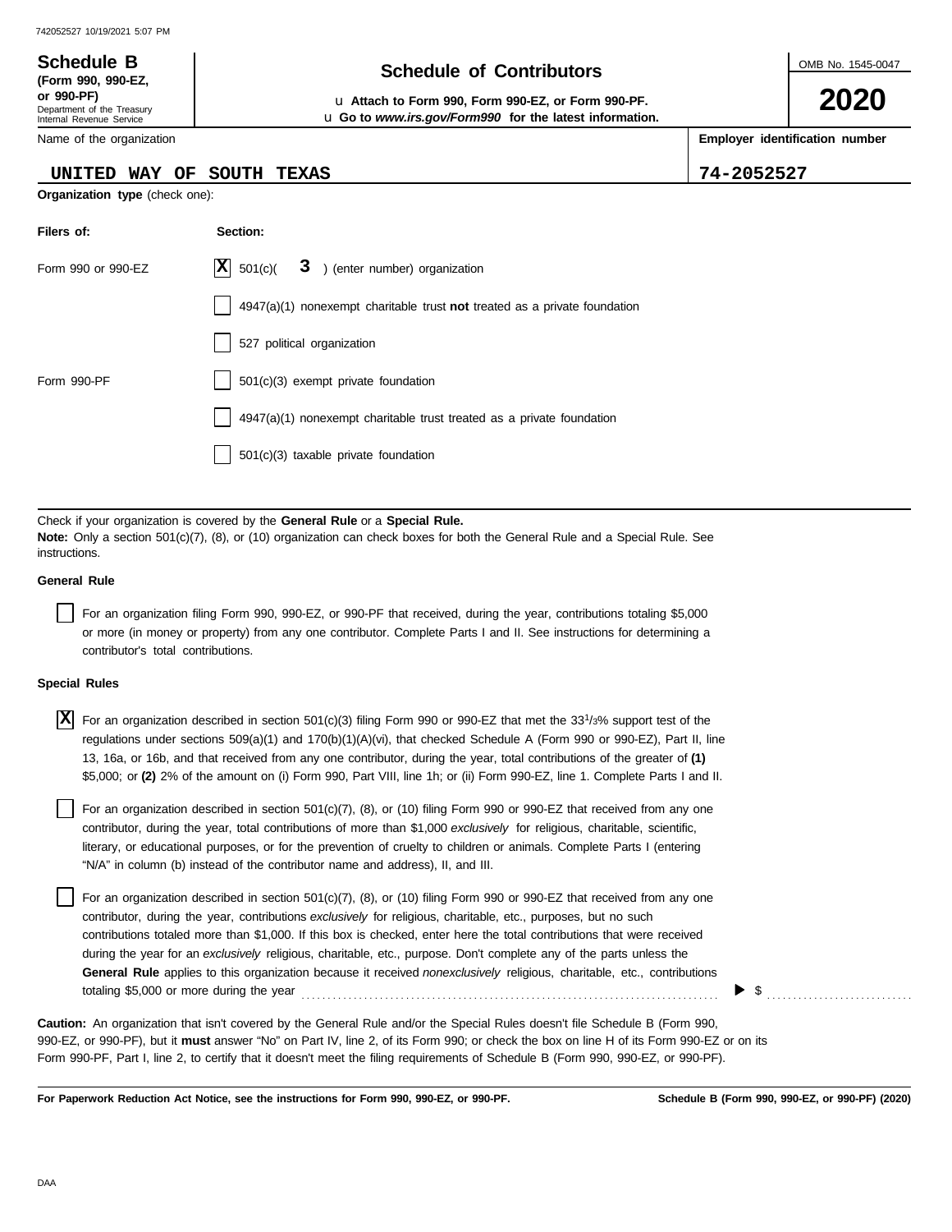742052527 10/19/2021 5:07 PM

**Schedule B**
**(Form 990, 990-EZ, or 990-PF)**
Department of the Treasury
Internal Revenue Service

# Schedule of Contributors

u **Attach to Form 990, Form 990-EZ, or Form 990-PF.**
u **Go to *www.irs.gov/Form990* for the latest information.**

OMB No. 1545-0047

**2020**

| Name of the organization | Employer identification number |
|---|---|
| UNITED WAY OF SOUTH TEXAS | 74-2052527 |

**Organization type** (check one):

| Filers of: | Section: |
|---|---|
| Form 990 or 990-EZ | [X] 501(c)( 3 ) (enter number) organization |
| | [ ] 4947(a)(1) nonexempt charitable trust **not** treated as a private foundation |
| | [ ] 527 political organization |
| Form 990-PF | [ ] 501(c)(3) exempt private foundation |
| | [ ] 4947(a)(1) nonexempt charitable trust treated as a private foundation |
| | [ ] 501(c)(3) taxable private foundation |

Check if your organization is covered by the **General Rule** or a **Special Rule.**
**Note:** Only a section 501(c)(7), (8), or (10) organization can check boxes for both the General Rule and a Special Rule. See instructions.

**General Rule**

[ ] For an organization filing Form 990, 990-EZ, or 990-PF that received, during the year, contributions totaling $5,000 or more (in money or property) from any one contributor. Complete Parts I and II. See instructions for determining a contributor's total contributions.

**Special Rules**

[X] For an organization described in section 501(c)(3) filing Form 990 or 990-EZ that met the $33\frac{1}{3}$% support test of the regulations under sections 509(a)(1) and 170(b)(1)(A)(vi), that checked Schedule A (Form 990 or 990-EZ), Part II, line 13, 16a, or 16b, and that received from any one contributor, during the year, total contributions of the greater of **(1)** $5,000; or **(2)** 2% of the amount on (i) Form 990, Part VIII, line 1h; or (ii) Form 990-EZ, line 1. Complete Parts I and II.

[ ] For an organization described in section 501(c)(7), (8), or (10) filing Form 990 or 990-EZ that received from any one contributor, during the year, total contributions of more than $1,000 *exclusively* for religious, charitable, scientific, literary, or educational purposes, or for the prevention of cruelty to children or animals. Complete Parts I (entering "N/A" in column (b) instead of the contributor name and address), II, and III.

[ ] For an organization described in section 501(c)(7), (8), or (10) filing Form 990 or 990-EZ that received from any one contributor, during the year, contributions *exclusively* for religious, charitable, etc., purposes, but no such contributions totaled more than $1,000. If this box is checked, enter here the total contributions that were received during the year for an *exclusively* religious, charitable, etc., purpose. Don't complete any of the parts unless the **General Rule** applies to this organization because it received *nonexclusively* religious, charitable, etc., contributions totaling $5,000 or more during the year . . . . . . . . . . ▶ $ . . . . . . . . . .

**Caution:** An organization that isn't covered by the General Rule and/or the Special Rules doesn't file Schedule B (Form 990, 990-EZ, or 990-PF), but it **must** answer "No" on Part IV, line 2, of its Form 990; or check the box on line H of its Form 990-EZ or on its Form 990-PF, Part I, line 2, to certify that it doesn't meet the filing requirements of Schedule B (Form 990, 990-EZ, or 990-PF).

**For Paperwork Reduction Act Notice, see the instructions for Form 990, 990-EZ, or 990-PF.** **Schedule B (Form 990, 990-EZ, or 990-PF) (2020)**

DAA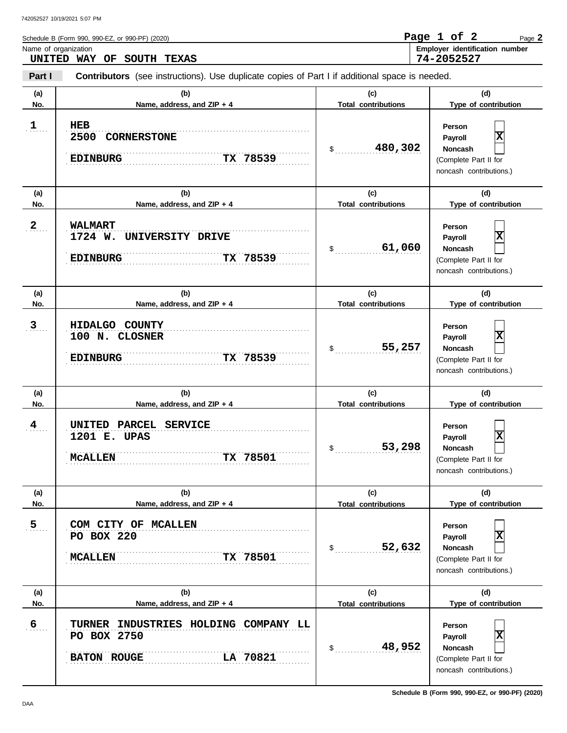Schedule B (Form 990, 990-EZ, or 990-PF) (2020)

Name of organization: **UNITED WAY OF SOUTH TEXAS**

Employer identification number: **74-2052527**

**Part I** **Contributors** (see instructions). Use duplicate copies of Part I if additional space is needed.

| (a) No. | (b) Name, address, and ZIP + 4 | (c) Total contributions | (d) Type of contribution |
|---|---|---|---|
| 1 | HEB<br>2500 CORNERSTONE<br>EDINBURG TX 78539 | $ 480,302 | Person [ ]<br>Payroll [X]<br>Noncash [ ]<br>(Complete Part II for noncash contributions.) |
| 2 | WALMART<br>1724 W. UNIVERSITY DRIVE<br>EDINBURG TX 78539 | $ 61,060 | Person [ ]<br>Payroll [X]<br>Noncash [ ]<br>(Complete Part II for noncash contributions.) |
| 3 | HIDALGO COUNTY<br>100 N. CLOSNER<br>EDINBURG TX 78539 | $ 55,257 | Person [ ]<br>Payroll [X]<br>Noncash [ ]<br>(Complete Part II for noncash contributions.) |
| 4 | UNITED PARCEL SERVICE<br>1201 E. UPAS<br>McALLEN TX 78501 | $ 53,298 | Person [ ]<br>Payroll [X]<br>Noncash [ ]<br>(Complete Part II for noncash contributions.) |
| 5 | COM CITY OF MCALLEN<br>PO BOX 220<br>MCALLEN TX 78501 | $ 52,632 | Person [ ]<br>Payroll [X]<br>Noncash [ ]<br>(Complete Part II for noncash contributions.) |
| 6 | TURNER INDUSTRIES HOLDING COMPANY LL<br>PO BOX 2750<br>BATON ROUGE LA 70821 | $ 48,952 | Person [ ]<br>Payroll [X]<br>Noncash [ ]<br>(Complete Part II for noncash contributions.) |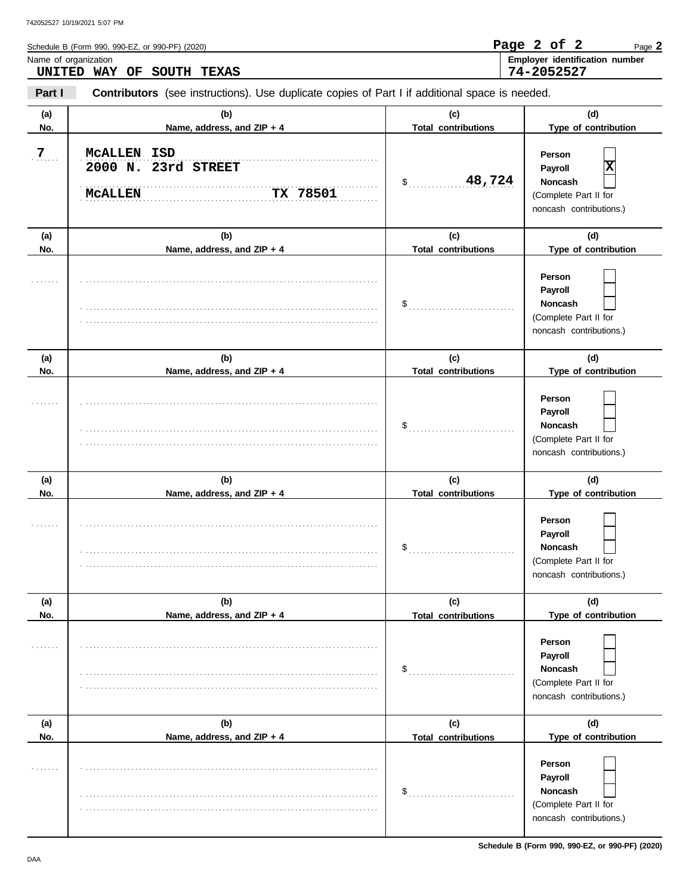Schedule B (Form 990, 990-EZ, or 990-PF) (2020)

Name of organization: UNITED WAY OF SOUTH TEXAS

Employer identification number: 74-2052527

**Part I** **Contributors** (see instructions). Use duplicate copies of Part I if additional space is needed.

| (a) No. | (b) Name, address, and ZIP + 4 | (c) Total contributions | (d) Type of contribution |
|---|---|---|---|
| 7 | McALLEN ISD<br>2000 N. 23rd STREET<br>McALLEN TX 78501 | $ 48,724 | Person [ ]<br>Payroll [X]<br>Noncash [ ]<br>(Complete Part II for noncash contributions.) |
| | | $ | Person [ ]<br>Payroll [ ]<br>Noncash [ ]<br>(Complete Part II for noncash contributions.) |
| | | $ | Person [ ]<br>Payroll [ ]<br>Noncash [ ]<br>(Complete Part II for noncash contributions.) |
| | | $ | Person [ ]<br>Payroll [ ]<br>Noncash [ ]<br>(Complete Part II for noncash contributions.) |
| | | $ | Person [ ]<br>Payroll [ ]<br>Noncash [ ]<br>(Complete Part II for noncash contributions.) |
| | | $ | Person [ ]<br>Payroll [ ]<br>Noncash [ ]<br>(Complete Part II for noncash contributions.) |

Schedule B (Form 990, 990-EZ, or 990-PF) (2020)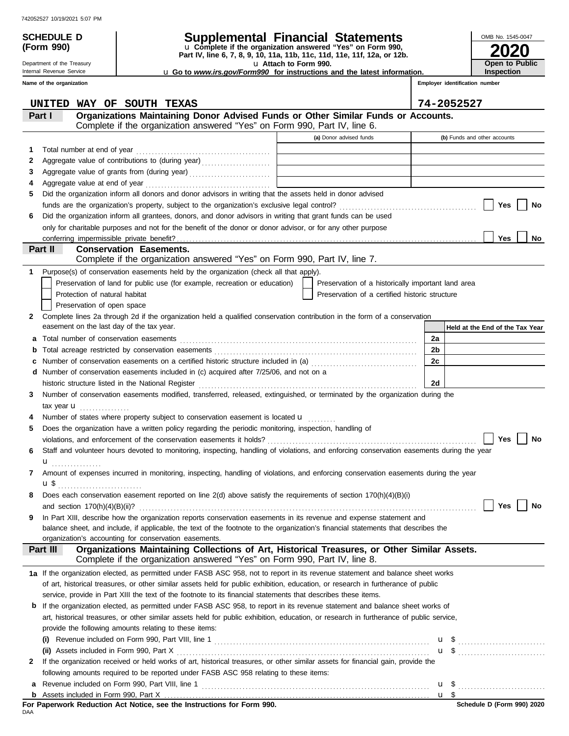742052527 10/19/2021 5:07 PM

**SCHEDULE D (Form 990)**

Department of the Treasury
Internal Revenue Service

# Supplemental Financial Statements

u Complete if the organization answered "Yes" on Form 990, Part IV, line 6, 7, 8, 9, 10, 11a, 11b, 11c, 11d, 11e, 11f, 12a, or 12b.
u Attach to Form 990.
u Go to *www.irs.gov/Form990* for instructions and the latest information.

OMB No. 1545-0047

**2020**

**Open to Public Inspection**

**Name of the organization**: UNITED WAY OF SOUTH TEXAS

**Employer identification number**: 74-2052527

## Part I Organizations Maintaining Donor Advised Funds or Other Similar Funds or Accounts.

Complete if the organization answered "Yes" on Form 990, Part IV, line 6.

| | | (a) Donor advised funds | (b) Funds and other accounts |
|---|---|---|---|
| 1 | Total number at end of year | | |
| 2 | Aggregate value of contributions to (during year) | | |
| 3 | Aggregate value of grants from (during year) | | |
| 4 | Aggregate value at end of year | | |

5 Did the organization inform all donors and donor advisors in writing that the assets held in donor advised funds are the organization's property, subject to the organization's exclusive legal control? ☐ Yes ☐ No

6 Did the organization inform all grantees, donors, and donor advisors in writing that grant funds can be used only for charitable purposes and not for the benefit of the donor or donor advisor, or for any other purpose conferring impermissible private benefit? ☐ Yes ☐ No

## Part II Conservation Easements.

Complete if the organization answered "Yes" on Form 990, Part IV, line 7.

1 Purpose(s) of conservation easements held by the organization (check all that apply).

☐ Preservation of land for public use (for example, recreation or education)
☐ Protection of natural habitat
☐ Preservation of open space
☐ Preservation of a historically important land area
☐ Preservation of a certified historic structure

2 Complete lines 2a through 2d if the organization held a qualified conservation contribution in the form of a conservation easement on the last day of the tax year.

| | | | Held at the End of the Tax Year |
|---|---|---|---|
| a | Total number of conservation easements | 2a | |
| b | Total acreage restricted by conservation easements | 2b | |
| c | Number of conservation easements on a certified historic structure included in (a) | 2c | |
| d | Number of conservation easements included in (c) acquired after 7/25/06, and not on a historic structure listed in the National Register | 2d | |

3 Number of conservation easements modified, transferred, released, extinguished, or terminated by the organization during the tax year u

4 Number of states where property subject to conservation easement is located u

5 Does the organization have a written policy regarding the periodic monitoring, inspection, handling of violations, and enforcement of the conservation easements it holds? ☐ Yes ☐ No

6 Staff and volunteer hours devoted to monitoring, inspecting, handling of violations, and enforcing conservation easements during the year u

7 Amount of expenses incurred in monitoring, inspecting, handling of violations, and enforcing conservation easements during the year u $

8 Does each conservation easement reported on line 2(d) above satisfy the requirements of section 170(h)(4)(B)(i) and section 170(h)(4)(B)(ii)? ☐ Yes ☐ No

9 In Part XIII, describe how the organization reports conservation easements in its revenue and expense statement and balance sheet, and include, if applicable, the text of the footnote to the organization's financial statements that describes the organization's accounting for conservation easements.

## Part III Organizations Maintaining Collections of Art, Historical Treasures, or Other Similar Assets.

Complete if the organization answered "Yes" on Form 990, Part IV, line 8.

1a If the organization elected, as permitted under FASB ASC 958, not to report in its revenue statement and balance sheet works of art, historical treasures, or other similar assets held for public exhibition, education, or research in furtherance of public service, provide in Part XIII the text of the footnote to its financial statements that describes these items.

b If the organization elected, as permitted under FASB ASC 958, to report in its revenue statement and balance sheet works of art, historical treasures, or other similar assets held for public exhibition, education, or research in furtherance of public service, provide the following amounts relating to these items:

(i) Revenue included on Form 990, Part VIII, line 1 u $

(ii) Assets included in Form 990, Part X u $

2 If the organization received or held works of art, historical treasures, or other similar assets for financial gain, provide the following amounts required to be reported under FASB ASC 958 relating to these items:

a Revenue included on Form 990, Part VIII, line 1 u $

b Assets included in Form 990, Part X u $

**For Paperwork Reduction Act Notice, see the Instructions for Form 990.**

DAA

**Schedule D (Form 990) 2020**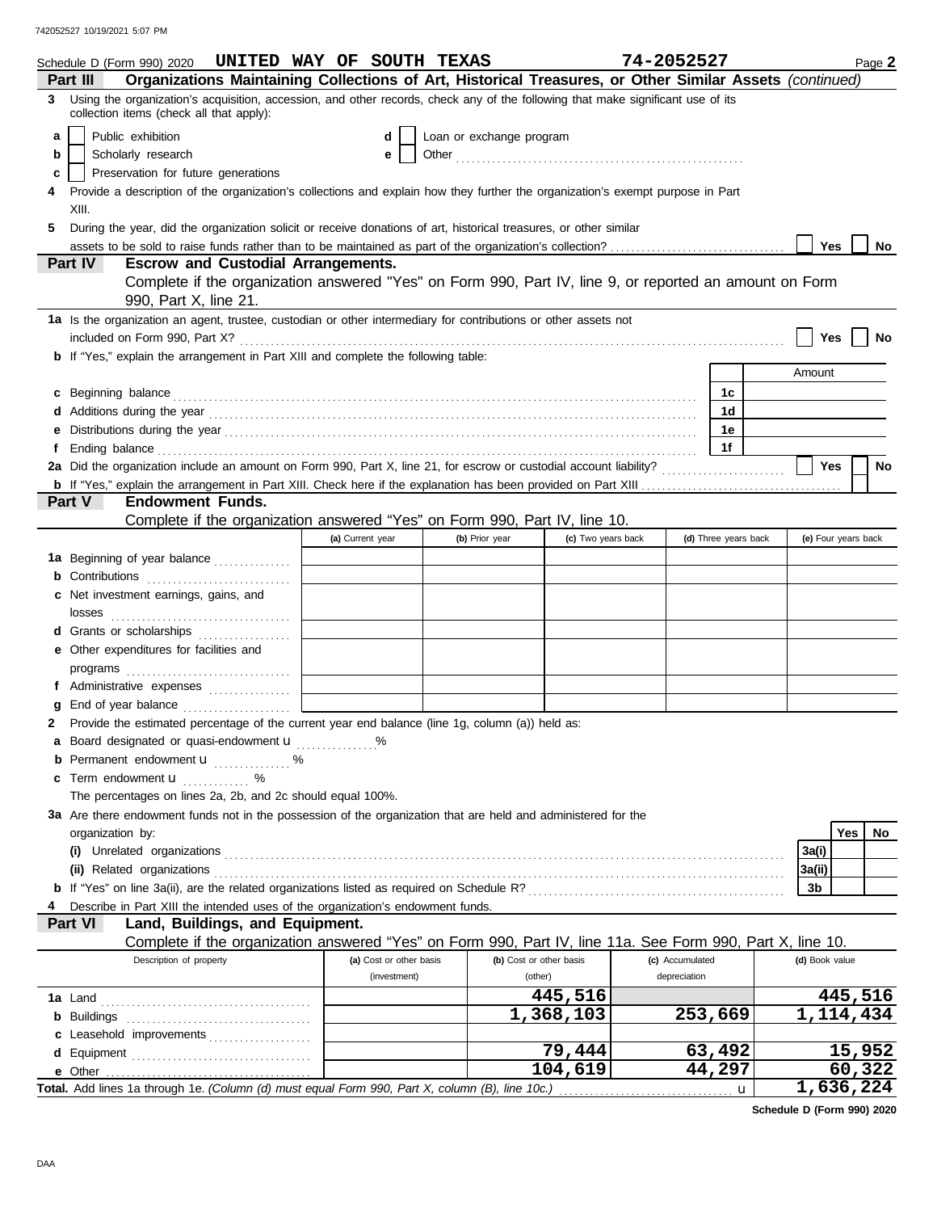Schedule D (Form 990) 2020 UNITED WAY OF SOUTH TEXAS 74-2052527 Page **2**

## Part III Organizations Maintaining Collections of Art, Historical Treasures, or Other Similar Assets *(continued)*

**3** Using the organization's acquisition, accession, and other records, check any of the following that make significant use of its collection items (check all that apply):

- **a** ☐ Public exhibition
- **b** ☐ Scholarly research
- **c** ☐ Preservation for future generations
- **d** ☐ Loan or exchange program
- **e** ☐ Other

**4** Provide a description of the organization's collections and explain how they further the organization's exempt purpose in Part XIII.

**5** During the year, did the organization solicit or receive donations of art, historical treasures, or other similar assets to be sold to raise funds rather than to be maintained as part of the organization's collection? ☐ Yes ☐ No

## Part IV Escrow and Custodial Arrangements.

Complete if the organization answered "Yes" on Form 990, Part IV, line 9, or reported an amount on Form 990, Part X, line 21.

**1a** Is the organization an agent, trustee, custodian or other intermediary for contributions or other assets not included on Form 990, Part X? ☐ Yes ☐ No

**b** If "Yes," explain the arrangement in Part XIII and complete the following table:

| | | Amount |
|---|---|---|
| **c** Beginning balance | 1c | |
| **d** Additions during the year | 1d | |
| **e** Distributions during the year | 1e | |
| **f** Ending balance | 1f | |

**2a** Did the organization include an amount on Form 990, Part X, line 21, for escrow or custodial account liability? ☐ Yes ☐ No

**b** If "Yes," explain the arrangement in Part XIII. Check here if the explanation has been provided on Part XIII ☐

## Part V Endowment Funds.

Complete if the organization answered "Yes" on Form 990, Part IV, line 10.

| | (a) Current year | (b) Prior year | (c) Two years back | (d) Three years back | (e) Four years back |
|---|---|---|---|---|---|
| **1a** Beginning of year balance | | | | | |
| **b** Contributions | | | | | |
| **c** Net investment earnings, gains, and losses | | | | | |
| **d** Grants or scholarships | | | | | |
| **e** Other expenditures for facilities and programs | | | | | |
| **f** Administrative expenses | | | | | |
| **g** End of year balance | | | | | |

**2** Provide the estimated percentage of the current year end balance (line 1g, column (a)) held as:

- **a** Board designated or quasi-endowment u ______ %
- **b** Permanent endowment u ______ %
- **c** Term endowment u ______ %

The percentages on lines 2a, 2b, and 2c should equal 100%.

**3a** Are there endowment funds not in the possession of the organization that are held and administered for the organization by:

| | | Yes | No |
|---|---|---|---|
| **(i)** Unrelated organizations | 3a(i) | | |
| **(ii)** Related organizations | 3a(ii) | | |
| **b** If "Yes" on line 3a(ii), are the related organizations listed as required on Schedule R? | 3b | | |

**4** Describe in Part XIII the intended uses of the organization's endowment funds.

## Part VI Land, Buildings, and Equipment.

Complete if the organization answered "Yes" on Form 990, Part IV, line 11a. See Form 990, Part X, line 10.

| Description of property | (a) Cost or other basis (investment) | (b) Cost or other basis (other) | (c) Accumulated depreciation | (d) Book value |
|---|---|---|---|---|
| **1a** Land | | 445,516 | | 445,516 |
| **b** Buildings | | 1,368,103 | 253,669 | 1,114,434 |
| **c** Leasehold improvements | | | | |
| **d** Equipment | | 79,444 | 63,492 | 15,952 |
| **e** Other | | 104,619 | 44,297 | 60,322 |
| **Total.** Add lines 1a through 1e. *(Column (d) must equal Form 990, Part X, column (B), line 10c.)* u | | | | 1,636,224 |

Schedule D (Form 990) 2020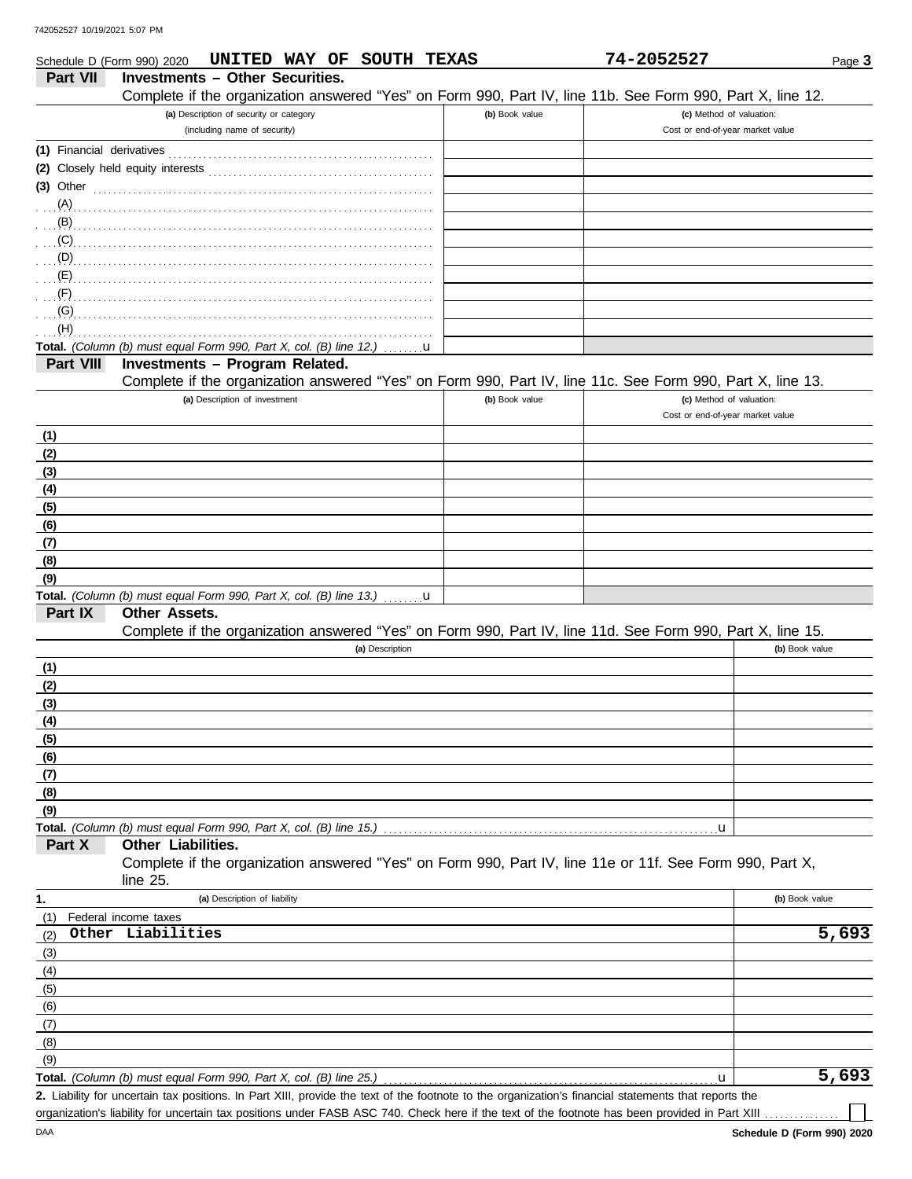Schedule D (Form 990) 2020 **UNITED WAY OF SOUTH TEXAS** **74-2052527** Page **3**

## Part VII Investments – Other Securities.

Complete if the organization answered "Yes" on Form 990, Part IV, line 11b. See Form 990, Part X, line 12.

| (a) Description of security or category (including name of security) | (b) Book value | (c) Method of valuation: Cost or end-of-year market value |
|---|---|---|
| (1) Financial derivatives | | |
| (2) Closely held equity interests | | |
| (3) Other | | |
| (A) | | |
| (B) | | |
| (C) | | |
| (D) | | |
| (E) | | |
| (F) | | |
| (G) | | |
| (H) | | |
| **Total.** *(Column (b) must equal Form 990, Part X, col. (B) line 12.)* u | | |

## Part VIII Investments – Program Related.

Complete if the organization answered "Yes" on Form 990, Part IV, line 11c. See Form 990, Part X, line 13.

| (a) Description of investment | (b) Book value | (c) Method of valuation: Cost or end-of-year market value |
|---|---|---|
| (1) | | |
| (2) | | |
| (3) | | |
| (4) | | |
| (5) | | |
| (6) | | |
| (7) | | |
| (8) | | |
| (9) | | |
| **Total.** *(Column (b) must equal Form 990, Part X, col. (B) line 13.)* u | | |

## Part IX Other Assets.

Complete if the organization answered "Yes" on Form 990, Part IV, line 11d. See Form 990, Part X, line 15.

| (a) Description | (b) Book value |
|---|---|
| (1) | |
| (2) | |
| (3) | |
| (4) | |
| (5) | |
| (6) | |
| (7) | |
| (8) | |
| (9) | |
| **Total.** *(Column (b) must equal Form 990, Part X, col. (B) line 15.)* u | |

## Part X Other Liabilities.

Complete if the organization answered "Yes" on Form 990, Part IV, line 11e or 11f. See Form 990, Part X, line 25.

| 1. (a) Description of liability | (b) Book value |
|---|---|
| (1) Federal income taxes | |
| (2) Other Liabilities | 5,693 |
| (3) | |
| (4) | |
| (5) | |
| (6) | |
| (7) | |
| (8) | |
| (9) | |
| **Total.** *(Column (b) must equal Form 990, Part X, col. (B) line 25.)* u | 5,693 |

**2.** Liability for uncertain tax positions. In Part XIII, provide the text of the footnote to the organization's financial statements that reports the organization's liability for uncertain tax positions under FASB ASC 740. Check here if the text of the footnote has been provided in Part XIII ☐

DAA **Schedule D (Form 990) 2020**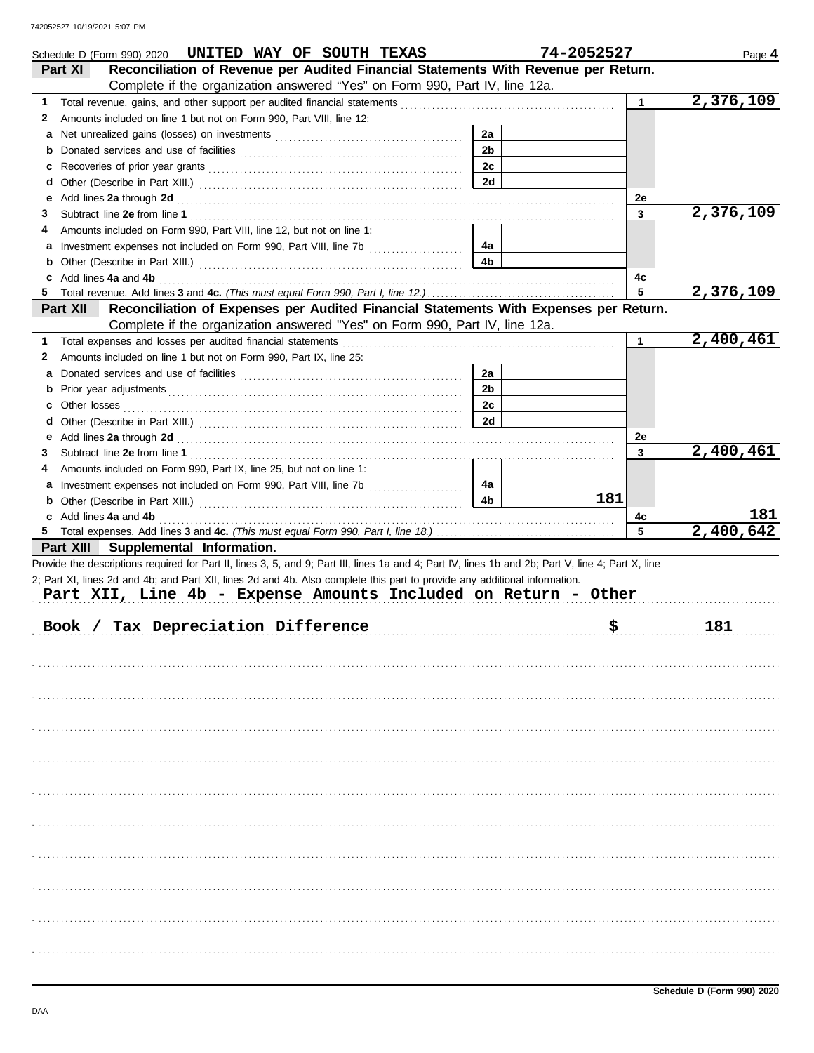Schedule D (Form 990) 2020 **UNITED WAY OF SOUTH TEXAS** **74-2052527** Page **4**

## Part XI Reconciliation of Revenue per Audited Financial Statements With Revenue per Return.

Complete if the organization answered "Yes" on Form 990, Part IV, line 12a.

| | | | | | |
|---|---|---|---|---|---|
| 1 | Total revenue, gains, and other support per audited financial statements | | | 1 | 2,376,109 |
| 2 | Amounts included on line 1 but not on Form 990, Part VIII, line 12: | | | | |
| a | Net unrealized gains (losses) on investments | 2a | | | |
| b | Donated services and use of facilities | 2b | | | |
| c | Recoveries of prior year grants | 2c | | | |
| d | Other (Describe in Part XIII.) | 2d | | | |
| e | Add lines **2a** through **2d** | | | 2e | |
| 3 | Subtract line **2e** from line **1** | | | 3 | 2,376,109 |
| 4 | Amounts included on Form 990, Part VIII, line 12, but not on line 1: | | | | |
| a | Investment expenses not included on Form 990, Part VIII, line 7b | 4a | | | |
| b | Other (Describe in Part XIII.) | 4b | | | |
| c | Add lines **4a** and **4b** | | | 4c | |
| 5 | Total revenue. Add lines **3** and **4c.** *(This must equal Form 990, Part I, line 12.)* | | | 5 | 2,376,109 |

## Part XII Reconciliation of Expenses per Audited Financial Statements With Expenses per Return.

Complete if the organization answered "Yes" on Form 990, Part IV, line 12a.

| | | | | | |
|---|---|---|---|---|---|
| 1 | Total expenses and losses per audited financial statements | | | 1 | 2,400,461 |
| 2 | Amounts included on line 1 but not on Form 990, Part IX, line 25: | | | | |
| a | Donated services and use of facilities | 2a | | | |
| b | Prior year adjustments | 2b | | | |
| c | Other losses | 2c | | | |
| d | Other (Describe in Part XIII.) | 2d | | | |
| e | Add lines **2a** through **2d** | | | 2e | |
| 3 | Subtract line **2e** from line **1** | | | 3 | 2,400,461 |
| 4 | Amounts included on Form 990, Part IX, line 25, but not on line 1: | | | | |
| a | Investment expenses not included on Form 990, Part VIII, line 7b | 4a | | | |
| b | Other (Describe in Part XIII.) | 4b | 181 | | |
| c | Add lines **4a** and **4b** | | | 4c | 181 |
| 5 | Total expenses. Add lines **3** and **4c.** *(This must equal Form 990, Part I, line 18.)* | | | 5 | 2,400,642 |

## Part XIII Supplemental Information.

Provide the descriptions required for Part II, lines 3, 5, and 9; Part III, lines 1a and 4; Part IV, lines 1b and 2b; Part V, line 4; Part X, line 2; Part XI, lines 2d and 4b; and Part XII, lines 2d and 4b. Also complete this part to provide any additional information.

**Part XII, Line 4b - Expense Amounts Included on Return - Other**

Book / Tax Depreciation Difference $ 181

Schedule D (Form 990) 2020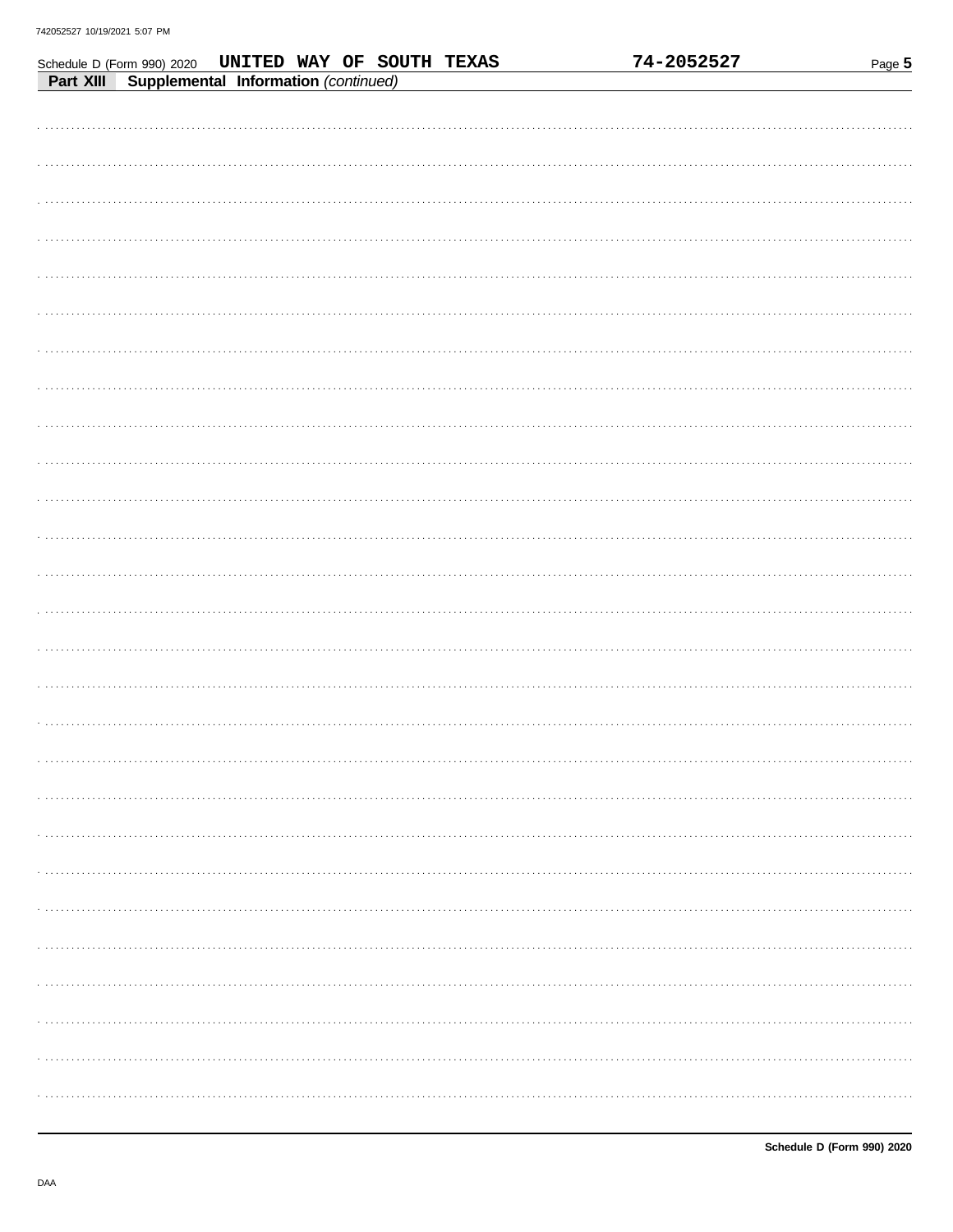Schedule D (Form 990) 2020 **UNITED WAY OF SOUTH TEXAS** **74-2052527**

**Part XIII** **Supplemental Information** *(continued)*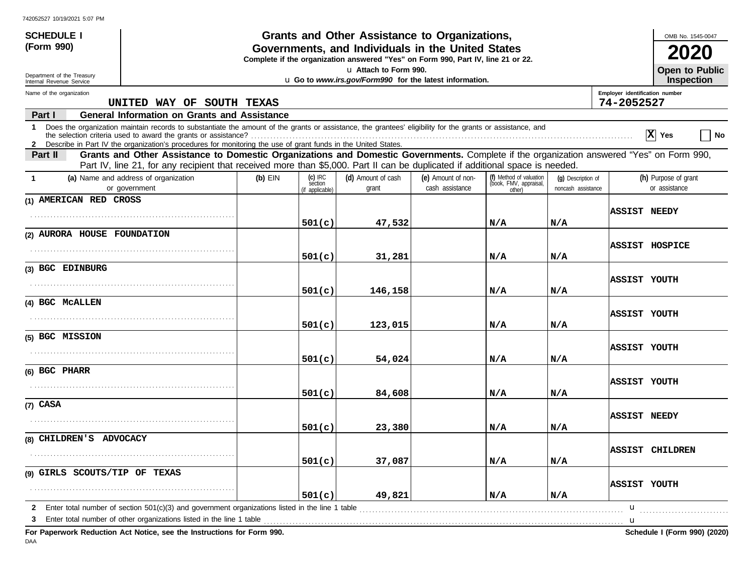742052527 10/19/2021 5:07 PM

**SCHEDULE I (Form 990)**

Department of the Treasury
Internal Revenue Service

# Grants and Other Assistance to Organizations, Governments, and Individuals in the United States

**Complete if the organization answered "Yes" on Form 990, Part IV, line 21 or 22.**

**u Attach to Form 990.**

**u Go to *www.irs.gov/Form990* for the latest information.**

OMB No. 1545-0047

**2020**

**Open to Public Inspection**

Name of the organization: **UNITED WAY OF SOUTH TEXAS**

Employer identification number: **74-2052527**

## Part I — General Information on Grants and Assistance

1 Does the organization maintain records to substantiate the amount of the grants or assistance, the grantees' eligibility for the grants or assistance, and the selection criteria used to award the grants or assistance? [X] Yes [ ] No

2 Describe in Part IV the organization's procedures for monitoring the use of grant funds in the United States.

## Part II — Grants and Other Assistance to Domestic Organizations and Domestic Governments.

Complete if the organization answered "Yes" on Form 990, Part IV, line 21, for any recipient that received more than $5,000. Part II can be duplicated if additional space is needed.

| 1 | (a) Name and address of organization or government | (b) EIN | (c) IRC section (if applicable) | (d) Amount of cash grant | (e) Amount of non-cash assistance | (f) Method of valuation (book, FMV, appraisal, other) | (g) Description of noncash assistance | (h) Purpose of grant or assistance |
|---|---|---|---|---|---|---|---|---|
| (1) | AMERICAN RED CROSS | | 501(c) | 47,532 | | N/A | N/A | ASSIST NEEDY |
| (2) | AURORA HOUSE FOUNDATION | | 501(c) | 31,281 | | N/A | N/A | ASSIST HOSPICE |
| (3) | BGC EDINBURG | | 501(c) | 146,158 | | N/A | N/A | ASSIST YOUTH |
| (4) | BGC McALLEN | | 501(c) | 123,015 | | N/A | N/A | ASSIST YOUTH |
| (5) | BGC MISSION | | 501(c) | 54,024 | | N/A | N/A | ASSIST YOUTH |
| (6) | BGC PHARR | | 501(c) | 84,608 | | N/A | N/A | ASSIST YOUTH |
| (7) | CASA | | 501(c) | 23,380 | | N/A | N/A | ASSIST NEEDY |
| (8) | CHILDREN'S ADVOCACY | | 501(c) | 37,087 | | N/A | N/A | ASSIST CHILDREN |
| (9) | GIRLS SCOUTS/TIP OF TEXAS | | 501(c) | 49,821 | | N/A | N/A | ASSIST YOUTH |

2 Enter total number of section 501(c)(3) and government organizations listed in the line 1 table u

3 Enter total number of other organizations listed in the line 1 table u

**For Paperwork Reduction Act Notice, see the Instructions for Form 990.** **Schedule I (Form 990) (2020)**

DAA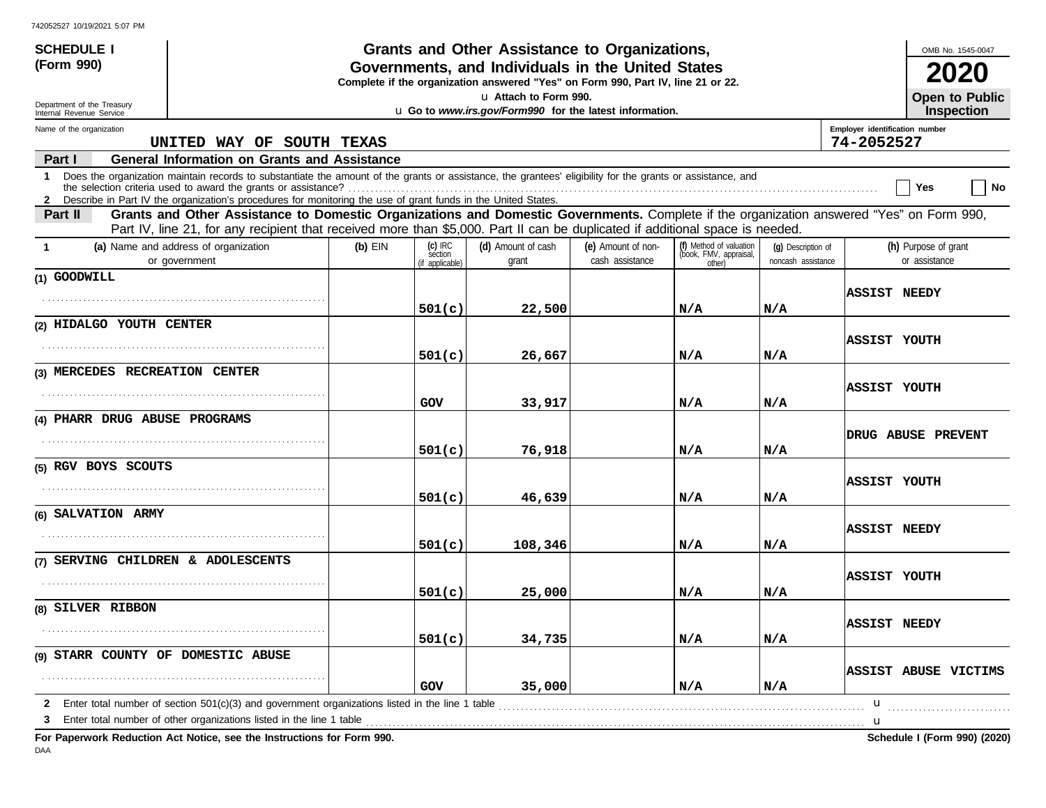**SCHEDULE I (Form 990)**

Department of the Treasury
Internal Revenue Service

# Grants and Other Assistance to Organizations, Governments, and Individuals in the United States

**Complete if the organization answered "Yes" on Form 990, Part IV, line 21 or 22.**

u Attach to Form 990.

u Go to *www.irs.gov/Form990* for the latest information.

OMB No. 1545-0047

**2020**

**Open to Public Inspection**

Name of the organization: UNITED WAY OF SOUTH TEXAS

Employer identification number: 74-2052527

## Part I General Information on Grants and Assistance

1 Does the organization maintain records to substantiate the amount of the grants or assistance, the grantees' eligibility for the grants or assistance, and the selection criteria used to award the grants or assistance? ☐ Yes ☐ No

2 Describe in Part IV the organization's procedures for monitoring the use of grant funds in the United States.

## Part II Grants and Other Assistance to Domestic Organizations and Domestic Governments.

Complete if the organization answered "Yes" on Form 990, Part IV, line 21, for any recipient that received more than $5,000. Part II can be duplicated if additional space is needed.

| 1 | (a) Name and address of organization or government | (b) EIN | (c) IRC section (if applicable) | (d) Amount of cash grant | (e) Amount of non-cash assistance | (f) Method of valuation (book, FMV, appraisal, other) | (g) Description of noncash assistance | (h) Purpose of grant or assistance |
|---|---|---|---|---|---|---|---|---|
| (1) | GOODWILL | | 501(c) | 22,500 | | N/A | N/A | ASSIST NEEDY |
| (2) | HIDALGO YOUTH CENTER | | 501(c) | 26,667 | | N/A | N/A | ASSIST YOUTH |
| (3) | MERCEDES RECREATION CENTER | | GOV | 33,917 | | N/A | N/A | ASSIST YOUTH |
| (4) | PHARR DRUG ABUSE PROGRAMS | | 501(c) | 76,918 | | N/A | N/A | DRUG ABUSE PREVENT |
| (5) | RGV BOYS SCOUTS | | 501(c) | 46,639 | | N/A | N/A | ASSIST YOUTH |
| (6) | SALVATION ARMY | | 501(c) | 108,346 | | N/A | N/A | ASSIST NEEDY |
| (7) | SERVING CHILDREN & ADOLESCENTS | | 501(c) | 25,000 | | N/A | N/A | ASSIST YOUTH |
| (8) | SILVER RIBBON | | 501(c) | 34,735 | | N/A | N/A | ASSIST NEEDY |
| (9) | STARR COUNTY OF DOMESTIC ABUSE | | GOV | 35,000 | | N/A | N/A | ASSIST ABUSE VICTIMS |

2 Enter total number of section 501(c)(3) and government organizations listed in the line 1 table u

3 Enter total number of other organizations listed in the line 1 table u

**For Paperwork Reduction Act Notice, see the Instructions for Form 990.** **Schedule I (Form 990) (2020)**

DAA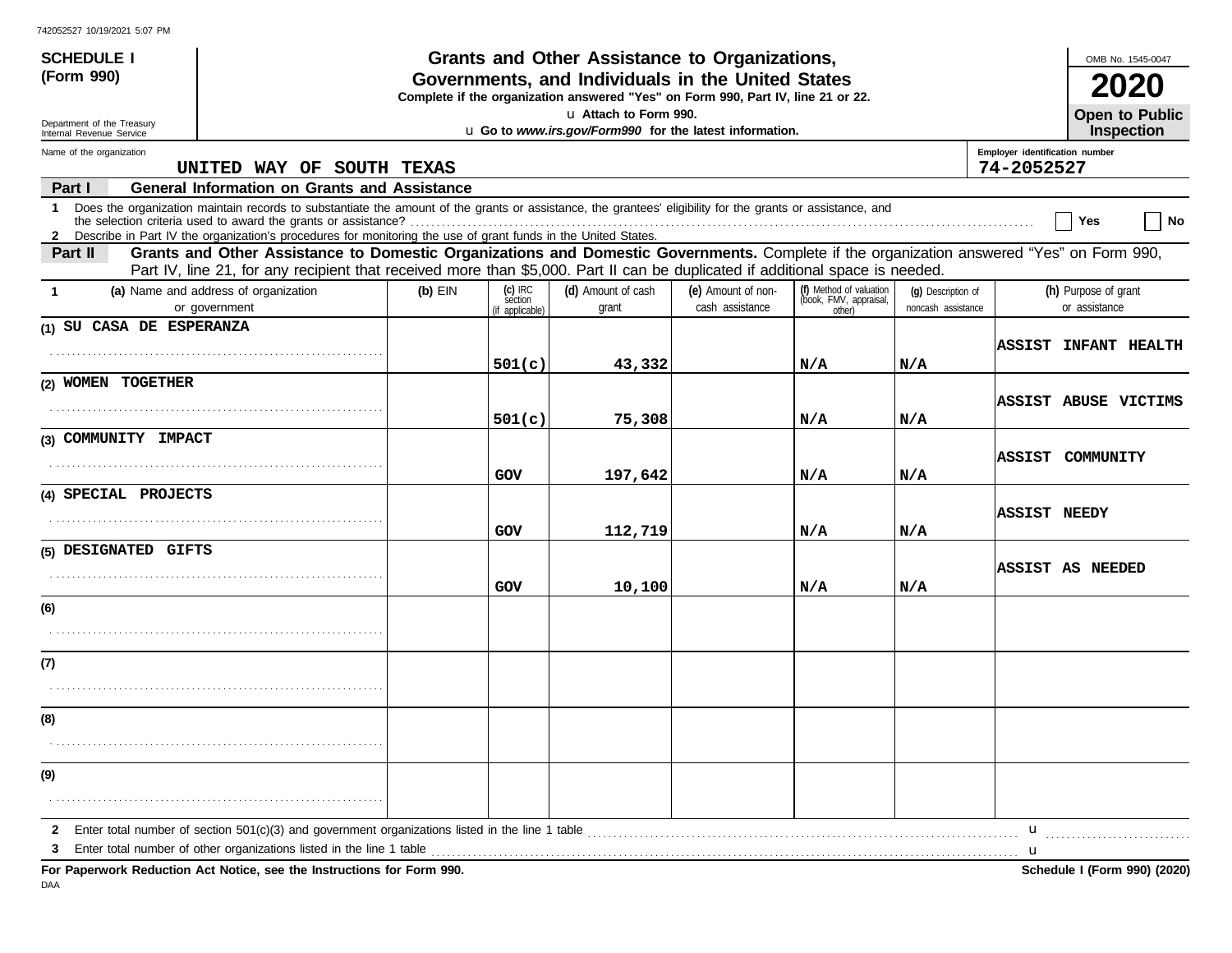742052527 10/19/2021 5:07 PM

**SCHEDULE I (Form 990)**

Department of the Treasury
Internal Revenue Service

# Grants and Other Assistance to Organizations, Governments, and Individuals in the United States

**Complete if the organization answered "Yes" on Form 990, Part IV, line 21 or 22.**

u **Attach to Form 990.**

u **Go to *www.irs.gov/Form990* for the latest information.**

OMB No. 1545-0047

**2020**

**Open to Public Inspection**

Name of the organization: UNITED WAY OF SOUTH TEXAS

Employer identification number: 74-2052527

**Part I — General Information on Grants and Assistance**

1 Does the organization maintain records to substantiate the amount of the grants or assistance, the grantees' eligibility for the grants or assistance, and the selection criteria used to award the grants or assistance? ☐ Yes ☐ No

2 Describe in Part IV the organization's procedures for monitoring the use of grant funds in the United States.

**Part II — Grants and Other Assistance to Domestic Organizations and Domestic Governments.** Complete if the organization answered "Yes" on Form 990, Part IV, line 21, for any recipient that received more than $5,000. Part II can be duplicated if additional space is needed.

| 1 | (a) Name and address of organization or government | (b) EIN | (c) IRC section (if applicable) | (d) Amount of cash grant | (e) Amount of non-cash assistance | (f) Method of valuation (book, FMV, appraisal, other) | (g) Description of noncash assistance | (h) Purpose of grant or assistance |
|---|---|---|---|---|---|---|---|---|
| (1) | SU CASA DE ESPERANZA | | 501(c) | 43,332 | | N/A | N/A | ASSIST INFANT HEALTH |
| (2) | WOMEN TOGETHER | | 501(c) | 75,308 | | N/A | N/A | ASSIST ABUSE VICTIMS |
| (3) | COMMUNITY IMPACT | | GOV | 197,642 | | N/A | N/A | ASSIST COMMUNITY |
| (4) | SPECIAL PROJECTS | | GOV | 112,719 | | N/A | N/A | ASSIST NEEDY |
| (5) | DESIGNATED GIFTS | | GOV | 10,100 | | N/A | N/A | ASSIST AS NEEDED |
| (6) | | | | | | | | |
| (7) | | | | | | | | |
| (8) | | | | | | | | |
| (9) | | | | | | | | |

2 Enter total number of section 501(c)(3) and government organizations listed in the line 1 table u

3 Enter total number of other organizations listed in the line 1 table u

**For Paperwork Reduction Act Notice, see the Instructions for Form 990.** **Schedule I (Form 990) (2020)**

DAA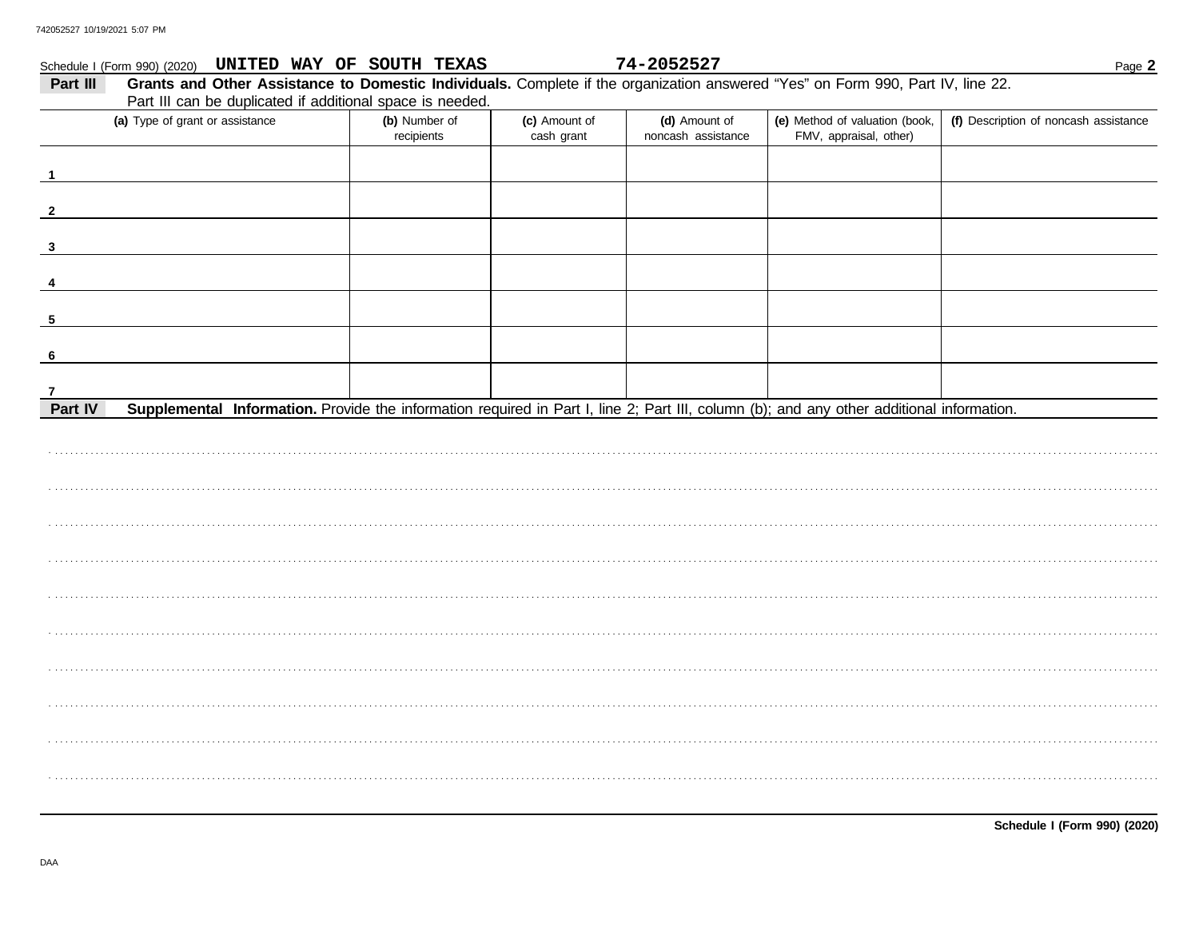Schedule I (Form 990) (2020) **UNITED WAY OF SOUTH TEXAS** **74-2052527**

**Part III** **Grants and Other Assistance to Domestic Individuals.** Complete if the organization answered "Yes" on Form 990, Part IV, line 22. Part III can be duplicated if additional space is needed.

| (a) Type of grant or assistance | (b) Number of recipients | (c) Amount of cash grant | (d) Amount of noncash assistance | (e) Method of valuation (book, FMV, appraisal, other) | (f) Description of noncash assistance |
|---|---|---|---|---|---|
| 1 | | | | | |
| 2 | | | | | |
| 3 | | | | | |
| 4 | | | | | |
| 5 | | | | | |
| 6 | | | | | |
| 7 | | | | | |

**Part IV** **Supplemental Information.** Provide the information required in Part I, line 2; Part III, column (b); and any other additional information.

**Schedule I (Form 990) (2020)**

DAA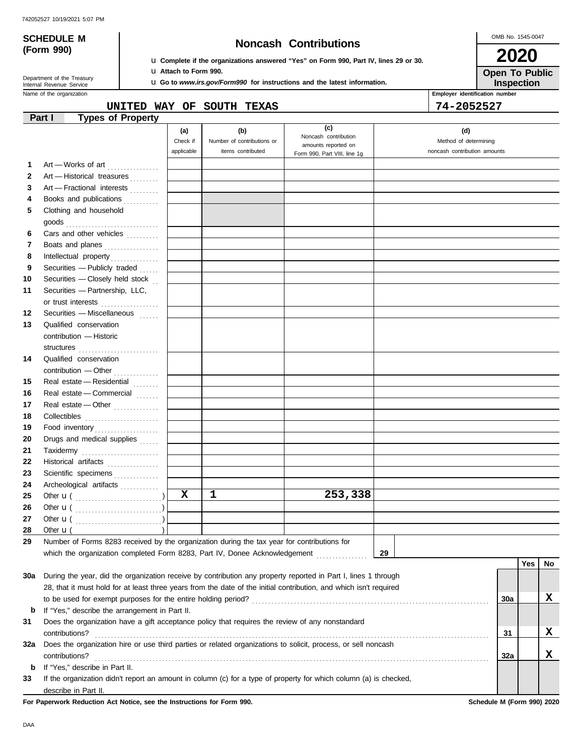742052527 10/19/2021 5:07 PM

**SCHEDULE M (Form 990)**

Department of the Treasury
Internal Revenue Service

# Noncash Contributions

u Complete if the organizations answered "Yes" on Form 990, Part IV, lines 29 or 30.
u Attach to Form 990.
u Go to *www.irs.gov/Form990* for instructions and the latest information.

OMB No. 1545-0047

**2020**

**Open To Public Inspection**

Name of the organization: **UNITED WAY OF SOUTH TEXAS**

Employer identification number: **74-2052527**

## Part I Types of Property

| | | (a) Check if applicable | (b) Number of contributions or items contributed | (c) Noncash contribution amounts reported on Form 990, Part VIII, line 1g | (d) Method of determining noncash contribution amounts |
|---|---|---|---|---|---|
| 1 | Art — Works of art | | | | |
| 2 | Art — Historical treasures | | | | |
| 3 | Art — Fractional interests | | | | |
| 4 | Books and publications | | | | |
| 5 | Clothing and household goods | | | | |
| 6 | Cars and other vehicles | | | | |
| 7 | Boats and planes | | | | |
| 8 | Intellectual property | | | | |
| 9 | Securities — Publicly traded | | | | |
| 10 | Securities — Closely held stock | | | | |
| 11 | Securities — Partnership, LLC, or trust interests | | | | |
| 12 | Securities — Miscellaneous | | | | |
| 13 | Qualified conservation contribution — Historic structures | | | | |
| 14 | Qualified conservation contribution — Other | | | | |
| 15 | Real estate — Residential | | | | |
| 16 | Real estate — Commercial | | | | |
| 17 | Real estate — Other | | | | |
| 18 | Collectibles | | | | |
| 19 | Food inventory | | | | |
| 20 | Drugs and medical supplies | | | | |
| 21 | Taxidermy | | | | |
| 22 | Historical artifacts | | | | |
| 23 | Scientific specimens | | | | |
| 24 | Archeological artifacts | | | | |
| 25 | Other u ( ) | X | 1 | 253,338 | |
| 26 | Other u ( ) | | | | |
| 27 | Other u ( ) | | | | |
| 28 | Other u ( ) | | | | |

**29** Number of Forms 8283 received by the organization during the tax year for contributions for which the organization completed Form 8283, Part IV, Donee Acknowledgement . . . **29**

| | | | Yes | No |
|---|---|---|---|---|
| 30a | During the year, did the organization receive by contribution any property reported in Part I, lines 1 through 28, that it must hold for at least three years from the date of the initial contribution, and which isn't required to be used for exempt purposes for the entire holding period? | 30a | | X |
| b | If "Yes," describe the arrangement in Part II. | | | |
| 31 | Does the organization have a gift acceptance policy that requires the review of any nonstandard contributions? | 31 | | X |
| 32a | Does the organization hire or use third parties or related organizations to solicit, process, or sell noncash contributions? | 32a | | X |
| b | If "Yes," describe in Part II. | | | |
| 33 | If the organization didn't report an amount in column (c) for a type of property for which column (a) is checked, describe in Part II. | | | |

**For Paperwork Reduction Act Notice, see the Instructions for Form 990.** **Schedule M (Form 990) 2020**

DAA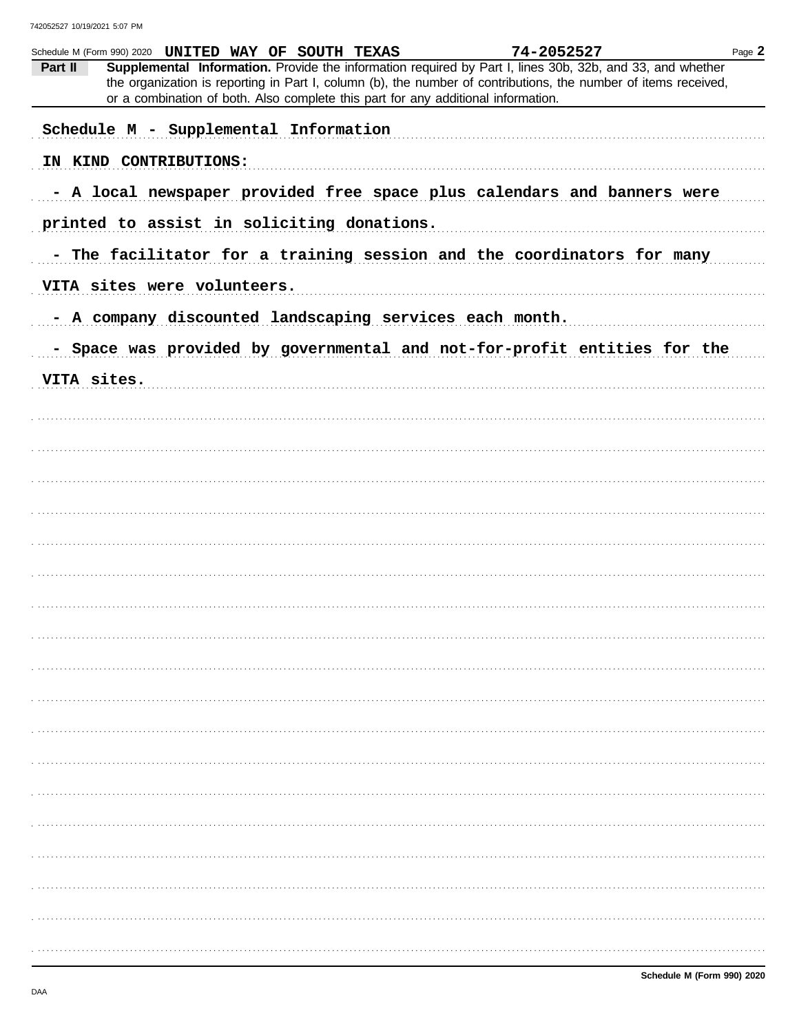Schedule M (Form 990) 2020 **UNITED WAY OF SOUTH TEXAS** **74-2052527** Page **2**

**Part II** **Supplemental Information.** Provide the information required by Part I, lines 30b, 32b, and 33, and whether the organization is reporting in Part I, column (b), the number of contributions, the number of items received, or a combination of both. Also complete this part for any additional information.

Schedule M - Supplemental Information

IN KIND CONTRIBUTIONS:

- A local newspaper provided free space plus calendars and banners were printed to assist in soliciting donations.
- The facilitator for a training session and the coordinators for many VITA sites were volunteers.
- A company discounted landscaping services each month.
- Space was provided by governmental and not-for-profit entities for the VITA sites.

**Schedule M (Form 990) 2020**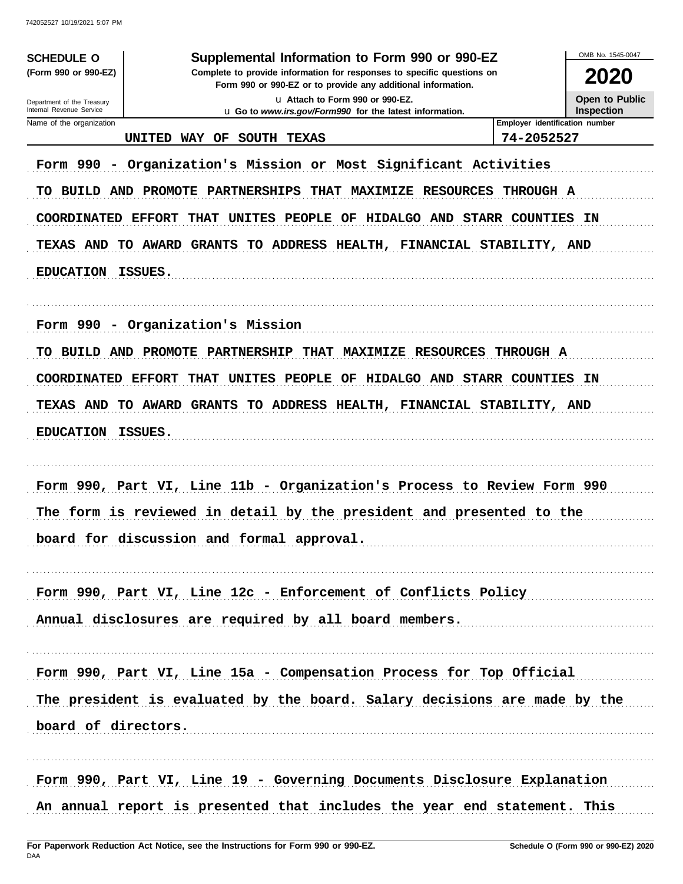**SCHEDULE O (Form 990 or 990-EZ)**

Department of the Treasury
Internal Revenue Service

# Supplemental Information to Form 990 or 990-EZ

**Complete to provide information for responses to specific questions on Form 990 or 990-EZ or to provide any additional information.**

u Attach to Form 990 or 990-EZ.

u Go to *www.irs.gov/Form990* for the latest information.

OMB No. 1545-0047

**2020**

**Open to Public Inspection**

| Name of the organization | Employer identification number |
|---|---|
| UNITED WAY OF SOUTH TEXAS | 74-2052527 |

Form 990 - Organization's Mission or Most Significant Activities

TO BUILD AND PROMOTE PARTNERSHIPS THAT MAXIMIZE RESOURCES THROUGH A COORDINATED EFFORT THAT UNITES PEOPLE OF HIDALGO AND STARR COUNTIES IN TEXAS AND TO AWARD GRANTS TO ADDRESS HEALTH, FINANCIAL STABILITY, AND EDUCATION ISSUES.

Form 990 - Organization's Mission

TO BUILD AND PROMOTE PARTNERSHIP THAT MAXIMIZE RESOURCES THROUGH A COORDINATED EFFORT THAT UNITES PEOPLE OF HIDALGO AND STARR COUNTIES IN TEXAS AND TO AWARD GRANTS TO ADDRESS HEALTH, FINANCIAL STABILITY, AND EDUCATION ISSUES.

Form 990, Part VI, Line 11b - Organization's Process to Review Form 990

The form is reviewed in detail by the president and presented to the board for discussion and formal approval.

Form 990, Part VI, Line 12c - Enforcement of Conflicts Policy

Annual disclosures are required by all board members.

Form 990, Part VI, Line 15a - Compensation Process for Top Official

The president is evaluated by the board. Salary decisions are made by the board of directors.

Form 990, Part VI, Line 19 - Governing Documents Disclosure Explanation

An annual report is presented that includes the year end statement. This

**For Paperwork Reduction Act Notice, see the Instructions for Form 990 or 990-EZ.**
DAA

**Schedule O (Form 990 or 990-EZ) 2020**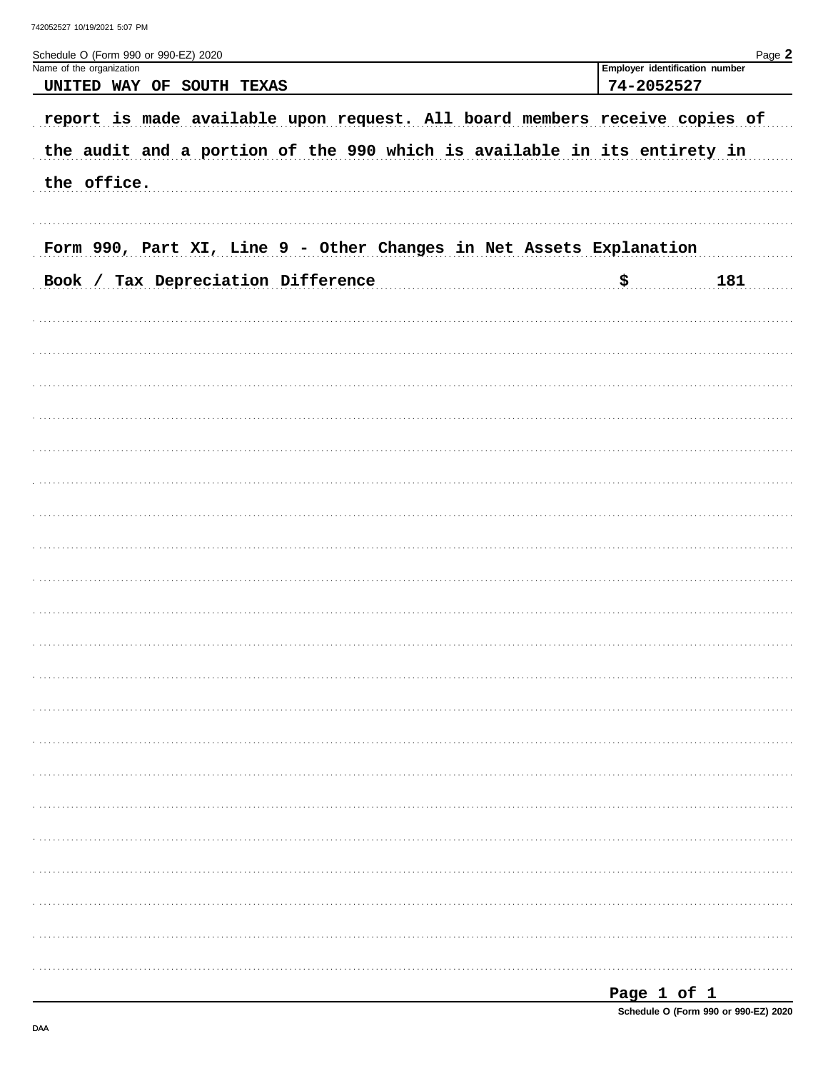Schedule O (Form 990 or 990-EZ) 2020

| Name of the organization | Employer identification number |
| --- | --- |
| UNITED WAY OF SOUTH TEXAS | 74-2052527 |

report is made available upon request. All board members receive copies of the audit and a portion of the 990 which is available in its entirety in the office.

Form 990, Part XI, Line 9 - Other Changes in Net Assets Explanation

| | |
| --- | --- |
| Book / Tax Depreciation Difference | $ 181 |

Page 1 of 1

Schedule O (Form 990 or 990-EZ) 2020